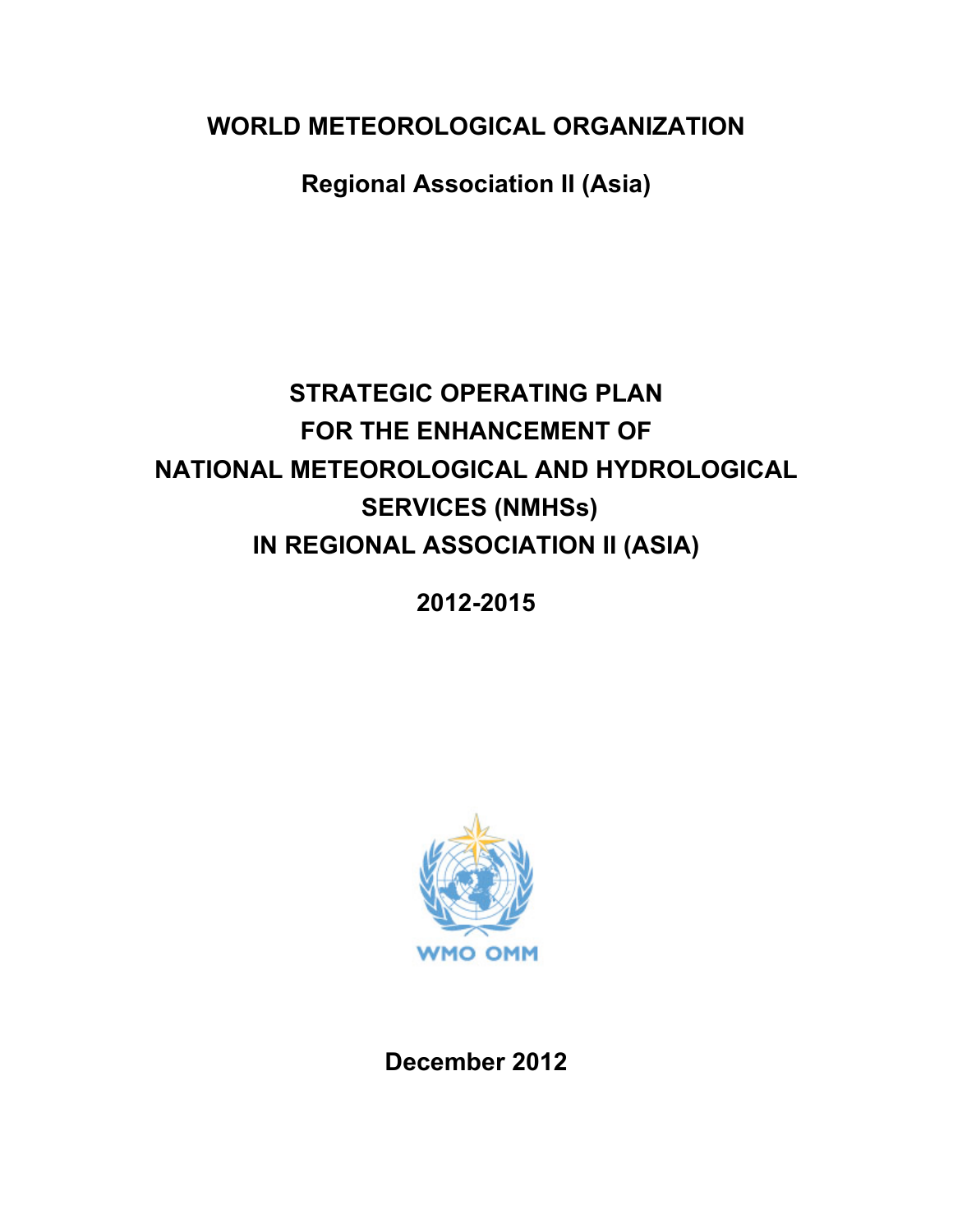# WORLD METEOROLOGICAL ORGANIZATION

## Regional Association II (Asia)

# STRATEGIC OPERATING PLAN FOR THE ENHANCEMENT OF NATIONAL METEOROLOGICAL AND HYDROLOGICAL SERVICES (NMHSs) IN REGIONAL ASSOCIATION II (ASIA)

## 2012-2015

WMO OMM

**December 2012**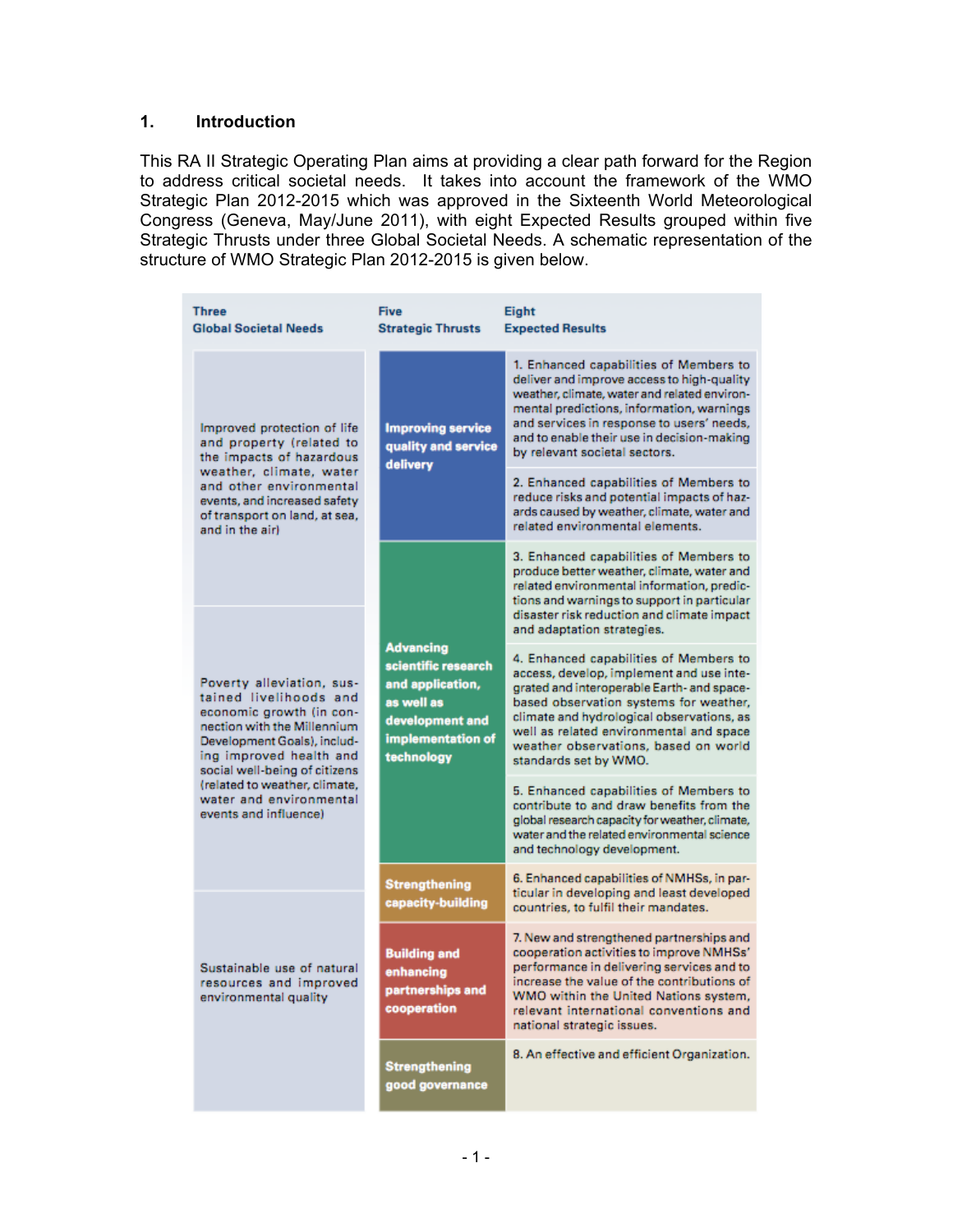## 1. Introduction

This RA II Strategic Operating Plan aims at providing a clear path forward for the Region to address critical societal needs. It takes into account the framework of the WMO Strategic Plan 2012-2015 which was approved in the Sixteenth World Meteorological Congress (Geneva, May/June 2011), with eight Expected Results grouped within five Strategic Thrusts under three Global Societal Needs. A schematic representation of the structure of WMO Strategic Plan 2012-2015 is given below.

| Three Global Societal Needs | Five Strategic Thrusts | Eight Expected Results |
|---|---|---|
| Improved protection of life and property (related to the impacts of hazardous weather, climate, water and other environmental events, and increased safety of transport on land, at sea, and in the air) | Improving service quality and service delivery | 1. Enhanced capabilities of Members to deliver and improve access to high-quality weather, climate, water and related environmental predictions, information, warnings and services in response to users' needs, and to enable their use in decision-making by relevant societal sectors. |
| | | 2. Enhanced capabilities of Members to reduce risks and potential impacts of hazards caused by weather, climate, water and related environmental elements. |
| Poverty alleviation, sustained livelihoods and economic growth (in connection with the Millennium Development Goals), including improved health and social well-being of citizens (related to weather, climate, water and environmental events and influence) | Advancing scientific research and application, as well as development and implementation of technology | 3. Enhanced capabilities of Members to produce better weather, climate, water and related environmental information, predictions and warnings to support in particular disaster risk reduction and climate impact and adaptation strategies. |
| | | 4. Enhanced capabilities of Members to access, develop, implement and use integrated and interoperable Earth- and space-based observation systems for weather, climate and hydrological observations, as well as related environmental and space weather observations, based on world standards set by WMO. |
| | | 5. Enhanced capabilities of Members to contribute to and draw benefits from the global research capacity for weather, climate, water and the related environmental science and technology development. |
| | Strengthening capacity-building | 6. Enhanced capabilities of NMHSs, in particular in developing and least developed countries, to fulfil their mandates. |
| Sustainable use of natural resources and improved environmental quality | Building and enhancing partnerships and cooperation | 7. New and strengthened partnerships and cooperation activities to improve NMHSs' performance in delivering services and to increase the value of the contributions of WMO within the United Nations system, relevant international conventions and national strategic issues. |
| | Strengthening good governance | 8. An effective and efficient Organization. |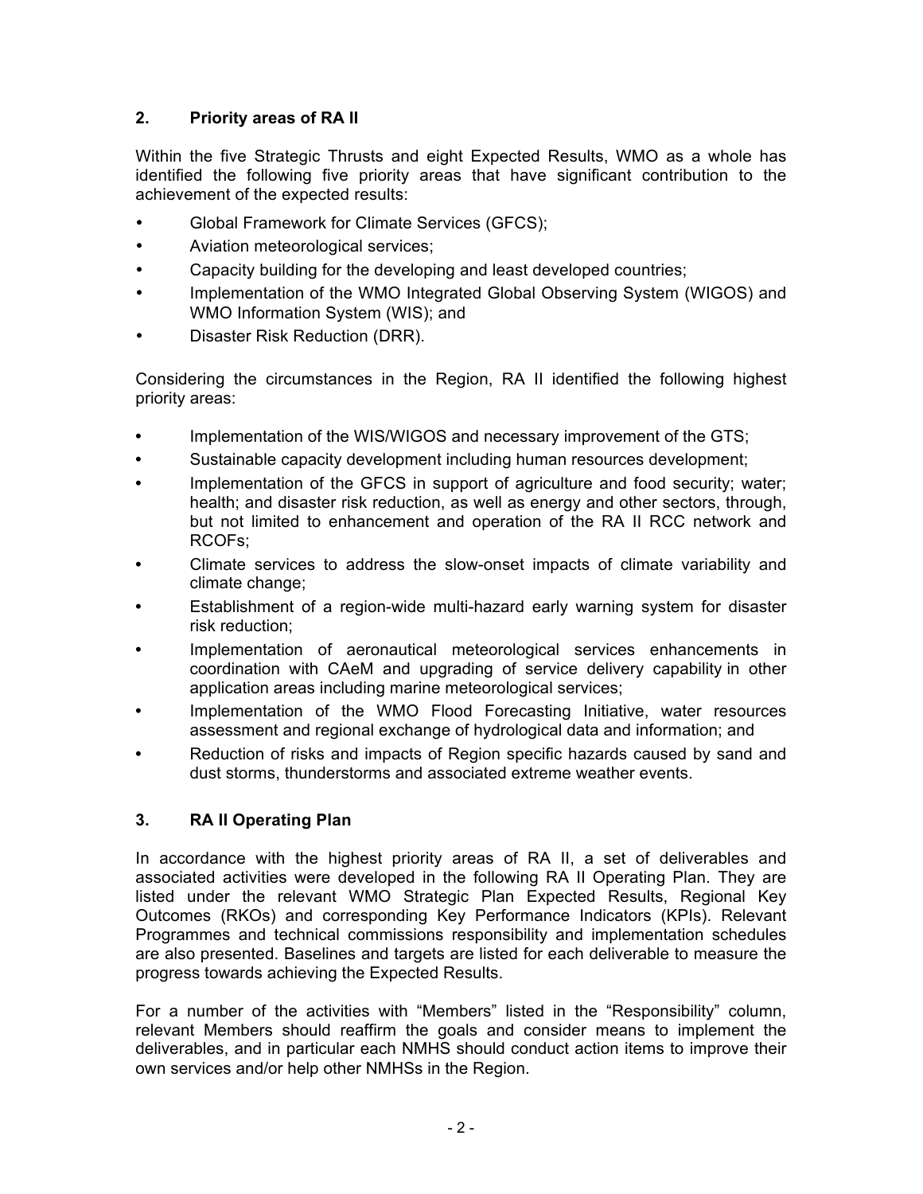## 2. Priority areas of RA II

Within the five Strategic Thrusts and eight Expected Results, WMO as a whole has identified the following five priority areas that have significant contribution to the achievement of the expected results:

- Global Framework for Climate Services (GFCS);
- Aviation meteorological services;
- Capacity building for the developing and least developed countries;
- Implementation of the WMO Integrated Global Observing System (WIGOS) and WMO Information System (WIS); and
- Disaster Risk Reduction (DRR).

Considering the circumstances in the Region, RA II identified the following highest priority areas:

- Implementation of the WIS/WIGOS and necessary improvement of the GTS;
- Sustainable capacity development including human resources development;
- Implementation of the GFCS in support of agriculture and food security; water; health; and disaster risk reduction, as well as energy and other sectors, through, but not limited to enhancement and operation of the RA II RCC network and RCOFs;
- Climate services to address the slow-onset impacts of climate variability and climate change;
- Establishment of a region-wide multi-hazard early warning system for disaster risk reduction;
- Implementation of aeronautical meteorological services enhancements in coordination with CAeM and upgrading of service delivery capability in other application areas including marine meteorological services;
- Implementation of the WMO Flood Forecasting Initiative, water resources assessment and regional exchange of hydrological data and information; and
- Reduction of risks and impacts of Region specific hazards caused by sand and dust storms, thunderstorms and associated extreme weather events.

## 3. RA II Operating Plan

In accordance with the highest priority areas of RA II, a set of deliverables and associated activities were developed in the following RA II Operating Plan. They are listed under the relevant WMO Strategic Plan Expected Results, Regional Key Outcomes (RKOs) and corresponding Key Performance Indicators (KPIs). Relevant Programmes and technical commissions responsibility and implementation schedules are also presented. Baselines and targets are listed for each deliverable to measure the progress towards achieving the Expected Results.

For a number of the activities with "Members" listed in the "Responsibility" column, relevant Members should reaffirm the goals and consider means to implement the deliverables, and in particular each NMHS should conduct action items to improve their own services and/or help other NMHSs in the Region.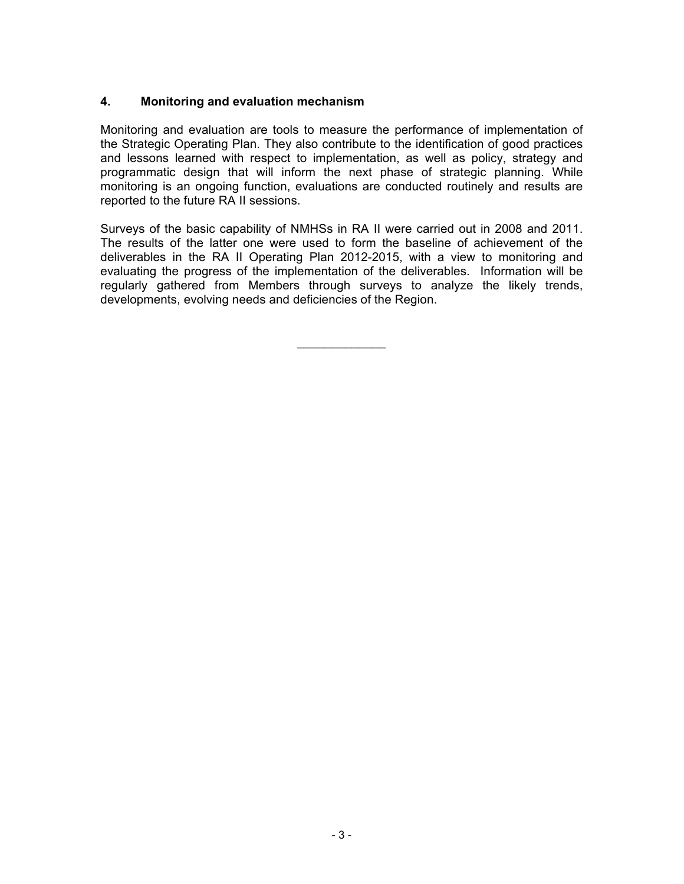## 4. Monitoring and evaluation mechanism

Monitoring and evaluation are tools to measure the performance of implementation of the Strategic Operating Plan. They also contribute to the identification of good practices and lessons learned with respect to implementation, as well as policy, strategy and programmatic design that will inform the next phase of strategic planning. While monitoring is an ongoing function, evaluations are conducted routinely and results are reported to the future RA II sessions.

Surveys of the basic capability of NMHSs in RA II were carried out in 2008 and 2011. The results of the latter one were used to form the baseline of achievement of the deliverables in the RA II Operating Plan 2012-2015, with a view to monitoring and evaluating the progress of the implementation of the deliverables. Information will be regularly gathered from Members through surveys to analyze the likely trends, developments, evolving needs and deficiencies of the Region.

---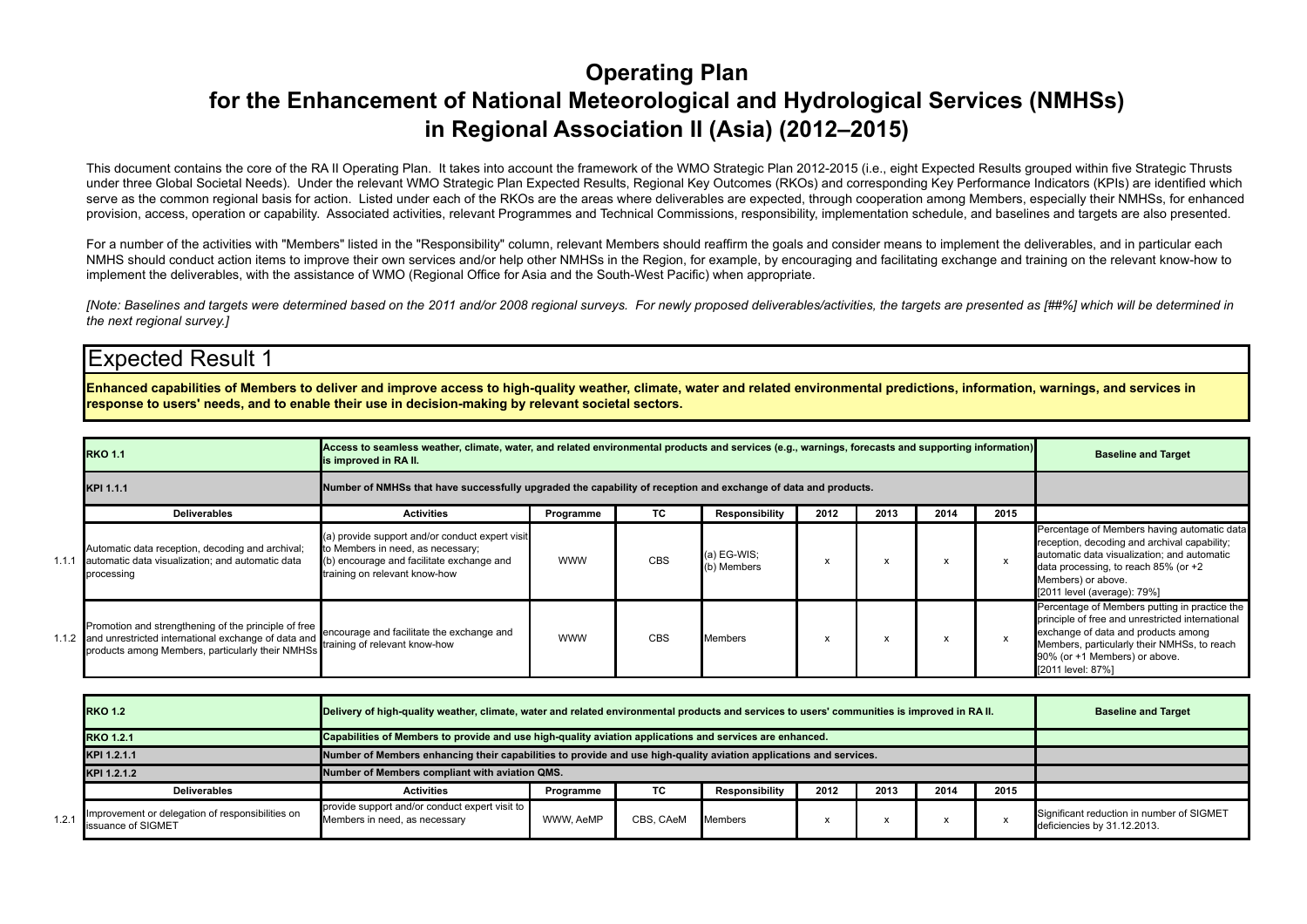# Operating Plan
# for the Enhancement of National Meteorological and Hydrological Services (NMHSs) in Regional Association II (Asia) (2012–2015)

This document contains the core of the RA II Operating Plan. It takes into account the framework of the WMO Strategic Plan 2012-2015 (i.e., eight Expected Results grouped within five Strategic Thrusts under three Global Societal Needs). Under the relevant WMO Strategic Plan Expected Results, Regional Key Outcomes (RKOs) and corresponding Key Performance Indicators (KPIs) are identified which serve as the common regional basis for action. Listed under each of the RKOs are the areas where deliverables are expected, through cooperation among Members, especially their NMHSs, for enhanced provision, access, operation or capability. Associated activities, relevant Programmes and Technical Commissions, responsibility, implementation schedule, and baselines and targets are also presented.

For a number of the activities with "Members" listed in the "Responsibility" column, relevant Members should reaffirm the goals and consider means to implement the deliverables, and in particular each NMHS should conduct action items to improve their own services and/or help other NMHSs in the Region, for example, by encouraging and facilitating exchange and training on the relevant know-how to implement the deliverables, with the assistance of WMO (Regional Office for Asia and the South-West Pacific) when appropriate.

*[Note: Baselines and targets were determined based on the 2011 and/or 2008 regional surveys. For newly proposed deliverables/activities, the targets are presented as [##%] which will be determined in the next regional survey.]*

## Expected Result 1

**Enhanced capabilities of Members to deliver and improve access to high-quality weather, climate, water and related environmental predictions, information, warnings, and services in response to users' needs, and to enable their use in decision-making by relevant societal sectors.**

| | **RKO 1.1** | **Access to seamless weather, climate, water, and related environmental products and services (e.g., warnings, forecasts and supporting information) is improved in RA II.** | | | | | | | | **Baseline and Target** |
|---|---|---|---|---|---|---|---|---|---|---|
| | **KPI 1.1.1** | **Number of NMHSs that have successfully upgraded the capability of reception and exchange of data and products.** | | | | | | | | |
| | **Deliverables** | **Activities** | **Programme** | **TC** | **Responsibility** | **2012** | **2013** | **2014** | **2015** | |
| 1.1.1 | Automatic data reception, decoding and archival; automatic data visualization; and automatic data processing | (a) provide support and/or conduct expert visit to Members in need, as necessary;<br>(b) encourage and facilitate exchange and training on relevant know-how | WWW | CBS | (a) EG-WIS;<br>(b) Members | x | x | x | x | Percentage of Members having automatic data reception, decoding and archival capability; automatic data visualization; and automatic data processing, to reach 85% (or +2 Members) or above.<br>[2011 level (average): 79%] |
| 1.1.2 | Promotion and strengthening of the principle of free and unrestricted international exchange of data and products among Members, particularly their NMHSs | encourage and facilitate the exchange and training of relevant know-how | WWW | CBS | Members | x | x | x | x | Percentage of Members putting in practice the principle of free and unrestricted international exchange of data and products among Members, particularly their NMHSs, to reach 90% (or +1 Members) or above.<br>[2011 level: 87%] |

| | **RKO 1.2** | **Delivery of high-quality weather, climate, water and related environmental products and services to users' communities is improved in RA II.** | | | | | | | | **Baseline and Target** |
|---|---|---|---|---|---|---|---|---|---|---|
| | **RKO 1.2.1** | **Capabilities of Members to provide and use high-quality aviation applications and services are enhanced.** | | | | | | | | |
| | **KPI 1.2.1.1** | **Number of Members enhancing their capabilities to provide and use high-quality aviation applications and services.** | | | | | | | | |
| | **KPI 1.2.1.2** | **Number of Members compliant with aviation QMS.** | | | | | | | | |
| | **Deliverables** | **Activities** | **Programme** | **TC** | **Responsibility** | **2012** | **2013** | **2014** | **2015** | |
| 1.2.1 | Improvement or delegation of responsibilities on issuance of SIGMET | provide support and/or conduct expert visit to Members in need, as necessary | WWW, AeMP | CBS, CAeM | Members | x | x | x | x | Significant reduction in number of SIGMET deficiencies by 31.12.2013. |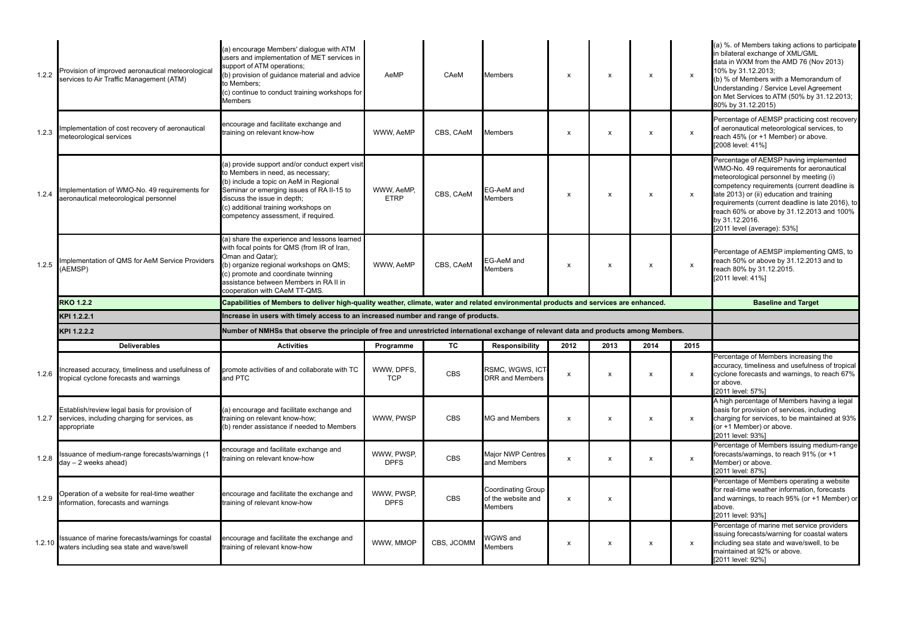| | | | | | | | | | | |
|---|---|---|---|---|---|---|---|---|---|---|
| 1.2.2 | Provision of improved aeronautical meteorological services to Air Traffic Management (ATM) | (a) encourage Members' dialogue with ATM users and implementation of MET services in support of ATM operations;<br>(b) provision of guidance material and advice to Members;<br>(c) continue to conduct training workshops for Members | AeMP | CAeM | Members | x | x | x | x | (a) %. of Members taking actions to participate in bilateral exchange of XML/GML data in WXM from the AMD 76 (Nov 2013) 10% by 31.12.2013;<br>(b) % of Members with a Memorandum of Understanding / Service Level Agreement on Met Services to ATM (50% by 31.12.2013; 80% by 31.12.2015) |
| 1.2.3 | Implementation of cost recovery of aeronautical meteorological services | encourage and facilitate exchange and training on relevant know-how | WWW, AeMP | CBS, CAeM | Members | x | x | x | x | Percentage of AEMSP practicing cost recovery of aeronautical meteorological services, to reach 45% (or +1 Member) or above.<br>[2008 level: 41%] |
| 1.2.4 | Implementation of WMO-No. 49 requirements for aeronautical meteorological personnel | (a) provide support and/or conduct expert visit to Members in need, as necessary;<br>(b) include a topic on AeM in Regional Seminar or emerging issues of RA II-15 to discuss the issue in depth;<br>(c) additional training workshops on competency assessment, if required. | WWW, AeMP, ETRP | CBS, CAeM | EG-AeM and Members | x | x | x | x | Percentage of AEMSP having implemented WMO-No. 49 requirements for aeronautical meteorological personnel by meeting (i) competency requirements (current deadline is late 2013) or (ii) education and training requirements (current deadline is late 2016), to reach 60% or above by 31.12.2013 and 100% by 31.12.2016.<br>[2011 level (average): 53%] |
| 1.2.5 | Implementation of QMS for AeM Service Providers (AEMSP) | (a) share the experience and lessons learned with focal points for QMS (from IR of Iran, Oman and Qatar);<br>(b) organize regional workshops on QMS;<br>(c) promote and coordinate twinning assistance between Members in RA II in cooperation with CAeM TT-QMS. | WWW, AeMP | CBS, CAeM | EG-AeM and Members | x | x | x | x | Percentage of AEMSP implementing QMS, to reach 50% or above by 31.12.2013 and to reach 80% by 31.12.2015.<br>[2011 level: 41%] |
| | **RKO 1.2.2** | **Capabilities of Members to deliver high-quality weather, climate, water and related environmental products and services are enhanced.** | | | | | | | | **Baseline and Target** |
| | **KPI 1.2.2.1** | **Increase in users with timely access to an increased number and range of products.** | | | | | | | | |
| | **KPI 1.2.2.2** | **Number of NMHSs that observe the principle of free and unrestricted international exchange of relevant data and products among Members.** | | | | | | | | |
| | **Deliverables** | **Activities** | **Programme** | **TC** | **Responsibility** | **2012** | **2013** | **2014** | **2015** | |
| 1.2.6 | Increased accuracy, timeliness and usefulness of tropical cyclone forecasts and warnings | promote activities of and collaborate with TC and PTC | WWW, DPFS, TCP | CBS | RSMC, WGWS, ICT-DRR and Members | x | x | x | x | Percentage of Members increasing the accuracy, timeliness and usefulness of tropical cyclone forecasts and warnings, to reach 67% or above.<br>[2011 level: 57%] |
| 1.2.7 | Establish/review legal basis for provision of services, including charging for services, as appropriate | (a) encourage and facilitate exchange and training on relevant know-how;<br>(b) render assistance if needed to Members | WWW, PWSP | CBS | MG and Members | x | x | x | x | A high percentage of Members having a legal basis for provision of services, including charging for services, to be maintained at 93% (or +1 Member) or above.<br>[2011 level: 93%] |
| 1.2.8 | Issuance of medium-range forecasts/warnings (1 day – 2 weeks ahead) | encourage and facilitate exchange and training on relevant know-how | WWW, PWSP, DPFS | CBS | Major NWP Centres and Members | x | x | x | x | Percentage of Members issuing medium-range forecasts/warnings, to reach 91% (or +1 Member) or above.<br>[2011 level: 87%] |
| 1.2.9 | Operation of a website for real-time weather information, forecasts and warnings | encourage and facilitate the exchange and training of relevant know-how | WWW, PWSP, DPFS | CBS | Coordinating Group of the website and Members | x | x | | | Percentage of Members operating a website for real-time weather information, forecasts and warnings, to reach 95% (or +1 Member) or above.<br>[2011 level: 93%] |
| 1.2.10 | Issuance of marine forecasts/warnings for coastal waters including sea state and wave/swell | encourage and facilitate the exchange and training of relevant know-how | WWW, MMOP | CBS, JCOMM | WGWS and Members | x | x | x | x | Percentage of marine met service providers issuing forecasts/warning for coastal waters including sea state and wave/swell, to be maintained at 92% or above.<br>[2011 level: 92%] |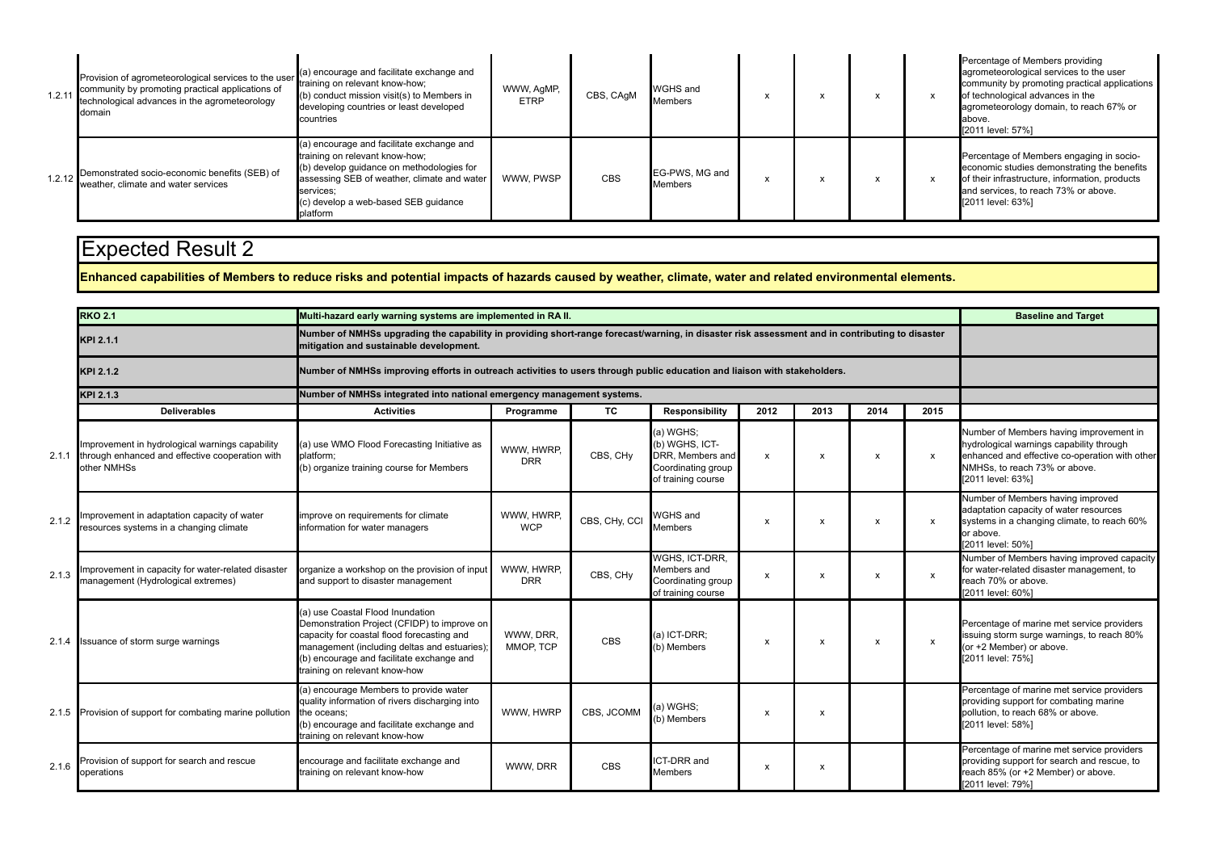| | Deliverables | Activities | Programme | TC | Responsibility | 2012 | 2013 | 2014 | 2015 | Baseline and Target |
|---|---|---|---|---|---|---|---|---|---|---|
| 1.2.11 | Provision of agrometeorological services to the user community by promoting practical applications of technological advances in the agrometeorology domain | (a) encourage and facilitate exchange and training on relevant know-how; (b) conduct mission visit(s) to Members in developing countries or least developed countries | WWW, AgMP, ETRP | CBS, CAgM | WGHS and Members | x | x | x | x | Percentage of Members providing agrometeorological services to the user community by promoting practical applications of technological advances in the agrometeorology domain, to reach 67% or above. [2011 level: 57%] |
| 1.2.12 | Demonstrated socio-economic benefits (SEB) of weather, climate and water services | (a) encourage and facilitate exchange and training on relevant know-how; (b) develop guidance on methodologies for assessing SEB of weather, climate and water services; (c) develop a web-based SEB guidance platform | WWW, PWSP | CBS | EG-PWS, MG and Members | x | x | x | x | Percentage of Members engaging in socio-economic studies demonstrating the benefits of their infrastructure, information, products and services, to reach 73% or above. [2011 level: 63%] |

# Expected Result 2

**Enhanced capabilities of Members to reduce risks and potential impacts of hazards caused by weather, climate, water and related environmental elements.**

| | **RKO 2.1** | **Multi-hazard early warning systems are implemented in RA II.** | | | | | | | | **Baseline and Target** |
|---|---|---|---|---|---|---|---|---|---|---|
| | **KPI 2.1.1** | **Number of NMHSs upgrading the capability in providing short-range forecast/warning, in disaster risk assessment and in contributing to disaster mitigation and sustainable development.** | | | | | | | | |
| | **KPI 2.1.2** | **Number of NMHSs improving efforts in outreach activities to users through public education and liaison with stakeholders.** | | | | | | | | |
| | **KPI 2.1.3** | **Number of NMHSs integrated into national emergency management systems.** | | | | | | | | |
| | **Deliverables** | **Activities** | **Programme** | **TC** | **Responsibility** | **2012** | **2013** | **2014** | **2015** | |
| 2.1.1 | Improvement in hydrological warnings capability through enhanced and effective cooperation with other NMHSs | (a) use WMO Flood Forecasting Initiative as platform; (b) organize training course for Members | WWW, HWRP, DRR | CBS, CHy | (a) WGHS; (b) WGHS, ICT-DRR, Members and Coordinating group of training course | x | x | x | x | Number of Members having improvement in hydrological warnings capability through enhanced and effective co-operation with other NMHSs, to reach 73% or above. [2011 level: 63%] |
| 2.1.2 | Improvement in adaptation capacity of water resources systems in a changing climate | improve on requirements for climate information for water managers | WWW, HWRP, WCP | CBS, CHy, CCl | WGHS and Members | x | x | x | x | Number of Members having improved adaptation capacity of water resources systems in a changing climate, to reach 60% or above. [2011 level: 50%] |
| 2.1.3 | Improvement in capacity for water-related disaster management (Hydrological extremes) | organize a workshop on the provision of input and support to disaster management | WWW, HWRP, DRR | CBS, CHy | WGHS, ICT-DRR, Members and Coordinating group of training course | x | x | x | x | Number of Members having improved capacity for water-related disaster management, to reach 70% or above. [2011 level: 60%] |
| 2.1.4 | Issuance of storm surge warnings | (a) use Coastal Flood Inundation Demonstration Project (CFIDP) to improve on capacity for coastal flood forecasting and management (including deltas and estuaries); (b) encourage and facilitate exchange and training on relevant know-how | WWW, DRR, MMOP, TCP | CBS | (a) ICT-DRR; (b) Members | x | x | x | x | Percentage of marine met service providers issuing storm surge warnings, to reach 80% (or +2 Member) or above. [2011 level: 75%] |
| 2.1.5 | Provision of support for combating marine pollution | (a) encourage Members to provide water quality information of rivers discharging into the oceans; (b) encourage and facilitate exchange and training on relevant know-how | WWW, HWRP | CBS, JCOMM | (a) WGHS; (b) Members | x | x | | | Percentage of marine met service providers providing support for combating marine pollution, to reach 68% or above. [2011 level: 58%] |
| 2.1.6 | Provision of support for search and rescue operations | encourage and facilitate exchange and training on relevant know-how | WWW, DRR | CBS | ICT-DRR and Members | x | x | | | Percentage of marine met service providers providing support for search and rescue, to reach 85% (or +2 Member) or above. [2011 level: 79%] |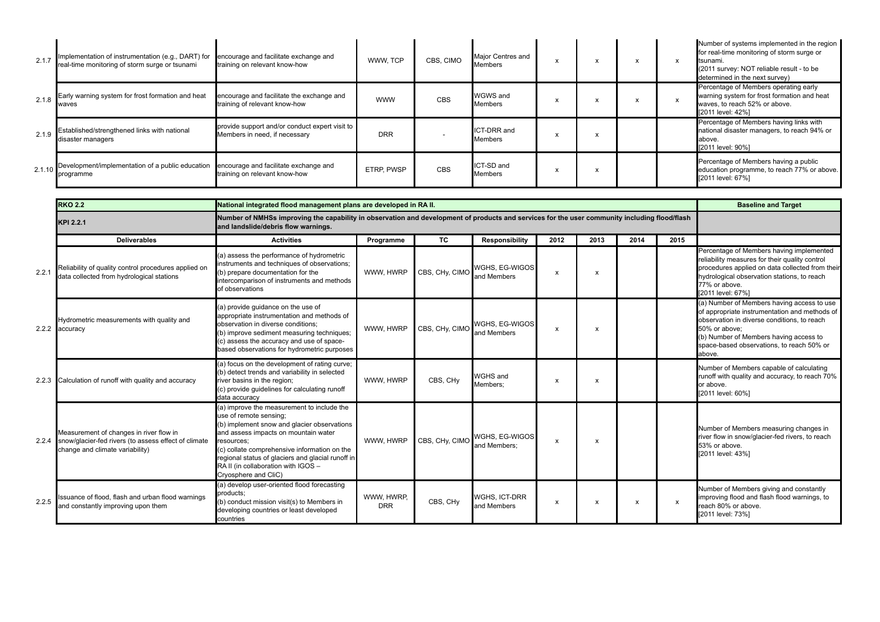| | Deliverables | Activities | Programme | TC | Responsibility | 2012 | 2013 | 2014 | 2015 | Baseline and Target |
|---|---|---|---|---|---|---|---|---|---|---|
| 2.1.7 | Implementation of instrumentation (e.g., DART) for real-time monitoring of storm surge or tsunami | encourage and facilitate exchange and training on relevant know-how | WWW, TCP | CBS, CIMO | Major Centres and Members | x | x | x | x | Number of systems implemented in the region for real-time monitoring of storm surge or tsunami. (2011 survey: NOT reliable result - to be determined in the next survey) |
| 2.1.8 | Early warning system for frost formation and heat waves | encourage and facilitate the exchange and training of relevant know-how | WWW | CBS | WGWS and Members | x | x | x | x | Percentage of Members operating early warning system for frost formation and heat waves, to reach 52% or above. [2011 level: 42%] |
| 2.1.9 | Established/strengthened links with national disaster managers | provide support and/or conduct expert visit to Members in need, if necessary | DRR | - | ICT-DRR and Members | x | x | | | Percentage of Members having links with national disaster managers, to reach 94% or above. [2011 level: 90%] |
| 2.1.10 | Development/implementation of a public education programme | encourage and facilitate exchange and training on relevant know-how | ETRP, PWSP | CBS | ICT-SD and Members | x | x | | | Percentage of Members having a public education programme, to reach 77% or above. [2011 level: 67%] |

| | **RKO 2.2** | **National integrated flood management plans are developed in RA II.** | | | | | | | | **Baseline and Target** |
|---|---|---|---|---|---|---|---|---|---|---|
| | **KPI 2.2.1** | **Number of NMHSs improving the capability in observation and development of products and services for the user community including flood/flash and landslide/debris flow warnings.** | | | | | | | | |
| | **Deliverables** | **Activities** | **Programme** | **TC** | **Responsibility** | **2012** | **2013** | **2014** | **2015** | |
| 2.2.1 | Reliability of quality control procedures applied on data collected from hydrological stations | (a) assess the performance of hydrometric instruments and techniques of observations; (b) prepare documentation for the intercomparison of instruments and methods of observations | WWW, HWRP | CBS, CHy, CIMO | WGHS, EG-WIGOS and Members | x | x | | | Percentage of Members having implemented reliability measures for their quality control procedures applied on data collected from their hydrological observation stations, to reach 77% or above. [2011 level: 67%] |
| 2.2.2 | Hydrometric measurements with quality and accuracy | (a) provide guidance on the use of appropriate instrumentation and methods of observation in diverse conditions; (b) improve sediment measuring techniques; (c) assess the accuracy and use of space-based observations for hydrometric purposes | WWW, HWRP | CBS, CHy, CIMO | WGHS, EG-WIGOS and Members | x | x | | | (a) Number of Members having access to use of appropriate instrumentation and methods of observation in diverse conditions, to reach 50% or above; (b) Number of Members having access to space-based observations, to reach 50% or above. |
| 2.2.3 | Calculation of runoff with quality and accuracy | (a) focus on the development of rating curve; (b) detect trends and variability in selected river basins in the region; (c) provide guidelines for calculating runoff data accuracy | WWW, HWRP | CBS, CHy | WGHS and Members; | x | x | | | Number of Members capable of calculating runoff with quality and accuracy, to reach 70% or above. [2011 level: 60%] |
| 2.2.4 | Measurement of changes in river flow in snow/glacier-fed rivers (to assess effect of climate change and climate variability) | (a) improve the measurement to include the use of remote sensing; (b) implement snow and glacier observations and assess impacts on mountain water resources; (c) collate comprehensive information on the regional status of glaciers and glacial runoff in RA II (in collaboration with IGOS – Cryosphere and CliC) | WWW, HWRP | CBS, CHy, CIMO | WGHS, EG-WIGOS and Members; | x | x | | | Number of Members measuring changes in river flow in snow/glacier-fed rivers, to reach 53% or above. [2011 level: 43%] |
| 2.2.5 | Issuance of flood, flash and urban flood warnings and constantly improving upon them | (a) develop user-oriented flood forecasting products; (b) conduct mission visit(s) to Members in developing countries or least developed countries | WWW, HWRP, DRR | CBS, CHy | WGHS, ICT-DRR and Members | x | x | x | x | Number of Members giving and constantly improving flood and flash flood warnings, to reach 80% or above. [2011 level: 73%] |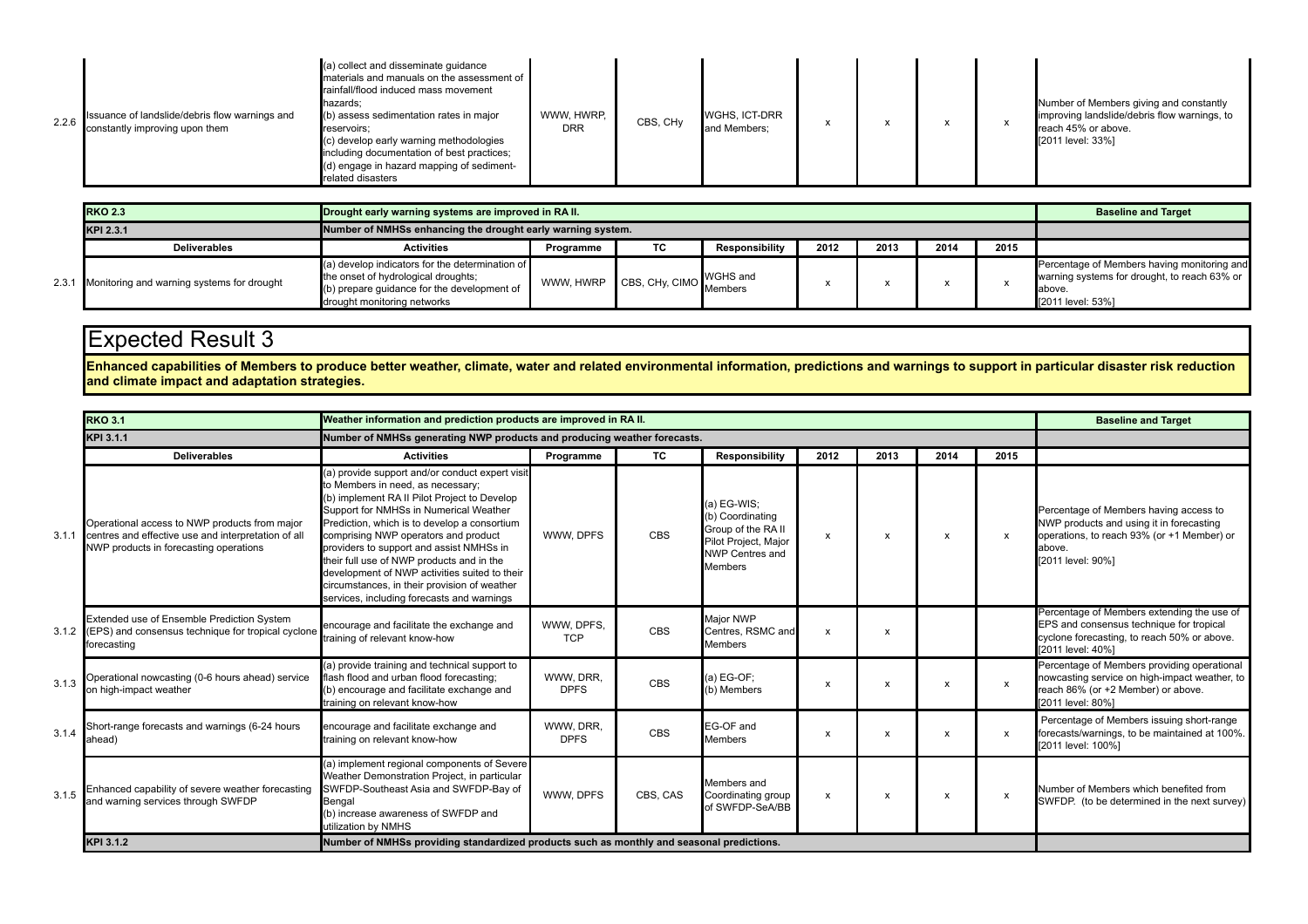| | Deliverables | Activities | Programme | TC | Responsibility | 2012 | 2013 | 2014 | 2015 | Baseline and Target |
|---|---|---|---|---|---|---|---|---|---|---|
| 2.2.6 | Issuance of landslide/debris flow warnings and constantly improving upon them | (a) collect and disseminate guidance materials and manuals on the assessment of rainfall/flood induced mass movement hazards;<br>(b) assess sedimentation rates in major reservoirs;<br>(c) develop early warning methodologies including documentation of best practices;<br>(d) engage in hazard mapping of sediment-related disasters | WWW, HWRP, DRR | CBS, CHy | WGHS, ICT-DRR and Members; | x | x | x | x | Number of Members giving and constantly improving landslide/debris flow warnings, to reach 45% or above.<br>[2011 level: 33%] |

| | RKO 2.3 | Drought early warning systems are improved in RA II. | | | | | | | | Baseline and Target |
|---|---|---|---|---|---|---|---|---|---|---|
| | **KPI 2.3.1** | **Number of NMHSs enhancing the drought early warning system.** | | | | | | | | |
| | **Deliverables** | **Activities** | **Programme** | **TC** | **Responsibility** | **2012** | **2013** | **2014** | **2015** | |
| 2.3.1 | Monitoring and warning systems for drought | (a) develop indicators for the determination of the onset of hydrological droughts;<br>(b) prepare guidance for the development of drought monitoring networks | WWW, HWRP | CBS, CHy, CIMO | WGHS and Members | x | x | x | x | Percentage of Members having monitoring and warning systems for drought, to reach 63% or above.<br>[2011 level: 53%] |

# Expected Result 3

**Enhanced capabilities of Members to produce better weather, climate, water and related environmental information, predictions and warnings to support in particular disaster risk reduction and climate impact and adaptation strategies.**

| | RKO 3.1 | Weather information and prediction products are improved in RA II. | | | | | | | | Baseline and Target |
|---|---|---|---|---|---|---|---|---|---|---|
| | **KPI 3.1.1** | **Number of NMHSs generating NWP products and producing weather forecasts.** | | | | | | | | |
| | **Deliverables** | **Activities** | **Programme** | **TC** | **Responsibility** | **2012** | **2013** | **2014** | **2015** | |
| 3.1.1 | Operational access to NWP products from major centres and effective use and interpretation of all NWP products in forecasting operations | (a) provide support and/or conduct expert visit to Members in need, as necessary;<br>(b) implement RA II Pilot Project to Develop Support for NMHSs in Numerical Weather Prediction, which is to develop a consortium comprising NWP operators and product providers to support and assist NMHSs in their full use of NWP products and in the development of NWP activities suited to their circumstances, in their provision of weather services, including forecasts and warnings | WWW, DPFS | CBS | (a) EG-WIS;<br>(b) Coordinating Group of the RA II Pilot Project, Major NWP Centres and Members | x | x | x | x | Percentage of Members having access to NWP products and using it in forecasting operations, to reach 93% (or +1 Member) or above.<br>[2011 level: 90%] |
| 3.1.2 | Extended use of Ensemble Prediction System (EPS) and consensus technique for tropical cyclone forecasting | encourage and facilitate the exchange and training of relevant know-how | WWW, DPFS, TCP | CBS | Major NWP Centres, RSMC and Members | x | x | | | Percentage of Members extending the use of EPS and consensus technique for tropical cyclone forecasting, to reach 50% or above.<br>[2011 level: 40%] |
| 3.1.3 | Operational nowcasting (0-6 hours ahead) service on high-impact weather | (a) provide training and technical support to flash flood and urban flood forecasting;<br>(b) encourage and facilitate exchange and training on relevant know-how | WWW, DRR, DPFS | CBS | (a) EG-OF;<br>(b) Members | x | x | x | x | Percentage of Members providing operational nowcasting service on high-impact weather, to reach 86% (or +2 Member) or above.<br>[2011 level: 80%] |
| 3.1.4 | Short-range forecasts and warnings (6-24 hours ahead) | encourage and facilitate exchange and training on relevant know-how | WWW, DRR, DPFS | CBS | EG-OF and Members | x | x | x | x | Percentage of Members issuing short-range forecasts/warnings, to be maintained at 100%.<br>[2011 level: 100%] |
| 3.1.5 | Enhanced capability of severe weather forecasting and warning services through SWFDP | (a) implement regional components of Severe Weather Demonstration Project, in particular SWFDP-Southeast Asia and SWFDP-Bay of Bengal<br>(b) increase awareness of SWFDP and utilization by NMHS | WWW, DPFS | CBS, CAS | Members and Coordinating group of SWFDP-SeA/BB | x | x | x | x | Number of Members which benefited from SWFDP. (to be determined in the next survey) |
| | **KPI 3.1.2** | **Number of NMHSs providing standardized products such as monthly and seasonal predictions.** | | | | | | | | |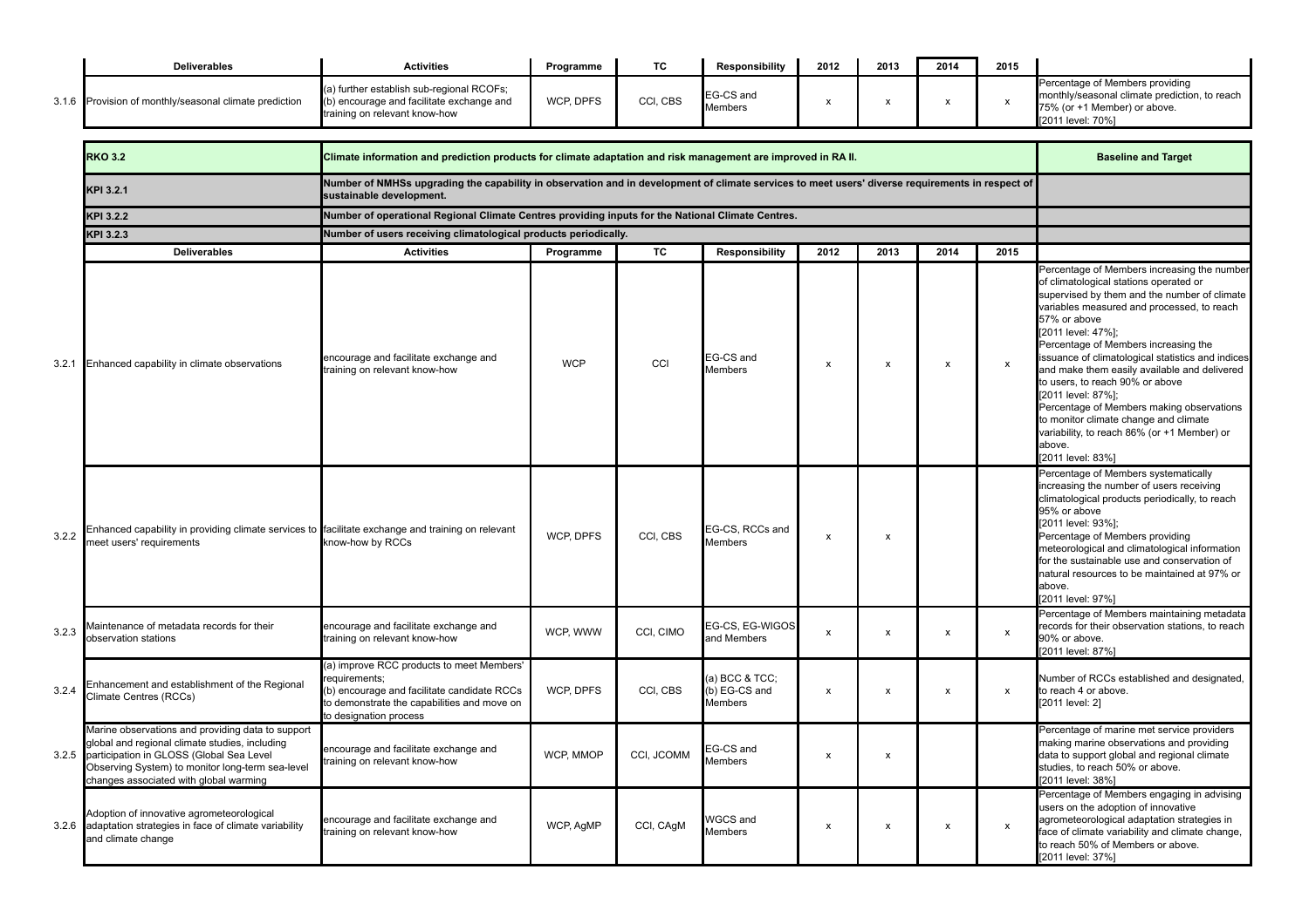| | Deliverables | Activities | Programme | TC | Responsibility | 2012 | 2013 | 2014 | 2015 | |
|---|---|---|---|---|---|---|---|---|---|---|
| 3.1.6 | Provision of monthly/seasonal climate prediction | (a) further establish sub-regional RCOFs; (b) encourage and facilitate exchange and training on relevant know-how | WCP, DPFS | CCl, CBS | EG-CS and Members | x | x | x | x | Percentage of Members providing monthly/seasonal climate prediction, to reach 75% (or +1 Member) or above. [2011 level: 70%] |

| | RKO 3.2 | Climate information and prediction products for climate adaptation and risk management are improved in RA II. | | | | | | | | Baseline and Target |
|---|---|---|---|---|---|---|---|---|---|---|
| | KPI 3.2.1 | Number of NMHSs upgrading the capability in observation and in development of climate services to meet users' diverse requirements in respect of sustainable development. | | | | | | | | |
| | KPI 3.2.2 | Number of operational Regional Climate Centres providing inputs for the National Climate Centres. | | | | | | | | |
| | KPI 3.2.3 | Number of users receiving climatological products periodically. | | | | | | | | |
| | **Deliverables** | **Activities** | **Programme** | **TC** | **Responsibility** | **2012** | **2013** | **2014** | **2015** | |
| 3.2.1 | Enhanced capability in climate observations | encourage and facilitate exchange and training on relevant know-how | WCP | CCl | EG-CS and Members | x | x | x | x | Percentage of Members increasing the number of climatological stations operated or supervised by them and the number of climate variables measured and processed, to reach 57% or above [2011 level: 47%]; Percentage of Members increasing the issuance of climatological statistics and indices and make them easily available and delivered to users, to reach 90% or above [2011 level: 87%]; Percentage of Members making observations to monitor climate change and climate variability, to reach 86% (or +1 Member) or above. [2011 level: 83%] |
| 3.2.2 | Enhanced capability in providing climate services to meet users' requirements | facilitate exchange and training on relevant know-how by RCCs | WCP, DPFS | CCl, CBS | EG-CS, RCCs and Members | x | x | | | Percentage of Members systematically increasing the number of users receiving climatological products periodically, to reach 95% or above [2011 level: 93%]; Percentage of Members providing meteorological and climatological information for the sustainable use and conservation of natural resources to be maintained at 97% or above. [2011 level: 97%] |
| 3.2.3 | Maintenance of metadata records for their observation stations | encourage and facilitate exchange and training on relevant know-how | WCP, WWW | CCl, CIMO | EG-CS, EG-WIGOS and Members | x | x | x | x | Percentage of Members maintaining metadata records for their observation stations, to reach 90% or above. [2011 level: 87%] |
| 3.2.4 | Enhancement and establishment of the Regional Climate Centres (RCCs) | (a) improve RCC products to meet Members' requirements; (b) encourage and facilitate candidate RCCs to demonstrate the capabilities and move on to designation process | WCP, DPFS | CCl, CBS | (a) BCC & TCC; (b) EG-CS and Members | x | x | x | x | Number of RCCs established and designated, to reach 4 or above. [2011 level: 2] |
| 3.2.5 | Marine observations and providing data to support global and regional climate studies, including participation in GLOSS (Global Sea Level Observing System) to monitor long-term sea-level changes associated with global warming | encourage and facilitate exchange and training on relevant know-how | WCP, MMOP | CCl, JCOMM | EG-CS and Members | x | x | | | Percentage of marine met service providers making marine observations and providing data to support global and regional climate studies, to reach 50% or above. [2011 level: 38%] |
| 3.2.6 | Adoption of innovative agrometeorological adaptation strategies in face of climate variability and climate change | encourage and facilitate exchange and training on relevant know-how | WCP, AgMP | CCl, CAgM | WGCS and Members | x | x | x | x | Percentage of Members engaging in advising users on the adoption of innovative agrometeorological adaptation strategies in face of climate variability and climate change, to reach 50% of Members or above. [2011 level: 37%] |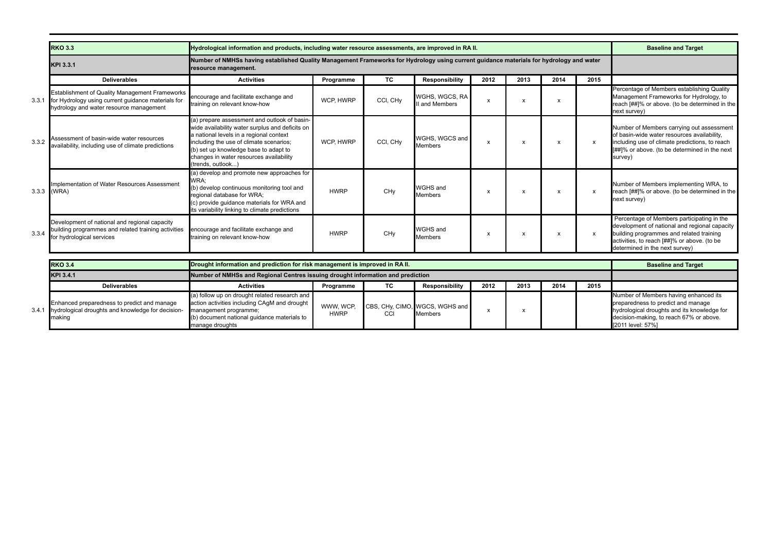| | RKO 3.3 | Hydrological information and products, including water resource assessments, are improved in RA II. | | | | | | | | Baseline and Target |
|---|---|---|---|---|---|---|---|---|---|---|
| | KPI 3.3.1 | Number of NMHSs having established Quality Management Frameworks for Hydrology using current guidance materials for hydrology and water resource management. | | | | | | | | |
| | Deliverables | Activities | Programme | TC | Responsibility | 2012 | 2013 | 2014 | 2015 | |
| 3.3.1 | Establishment of Quality Management Frameworks for Hydrology using current guidance materials for hydrology and water resource management | encourage and facilitate exchange and training on relevant know-how | WCP, HWRP | CCl, CHy | WGHS, WGCS, RA II and Members | x | x | x | | Percentage of Members establishing Quality Management Frameworks for Hydrology, to reach [##]% or above. (to be determined in the next survey) |
| 3.3.2 | Assessment of basin-wide water resources availability, including use of climate predictions | (a) prepare assessment and outlook of basin-wide availability water surplus and deficits on a national levels in a regional context including the use of climate scenarios;<br>(b) set up knowledge base to adapt to changes in water resources availability (trends, outlook...) | WCP, HWRP | CCl, CHy | WGHS, WGCS and Members | x | x | x | x | Number of Members carrying out assessment of basin-wide water resources availability, including use of climate predictions, to reach [##]% or above. (to be determined in the next survey) |
| 3.3.3 | Implementation of Water Resources Assessment (WRA) | (a) develop and promote new approaches for WRA;<br>(b) develop continuous monitoring tool and regional database for WRA;<br>(c) provide guidance materials for WRA and its variability linking to climate predictions | HWRP | CHy | WGHS and Members | x | x | x | x | Number of Members implementing WRA, to reach [##]% or above. (to be determined in the next survey) |
| 3.3.4 | Development of national and regional capacity building programmes and related training activities for hydrological services | encourage and facilitate exchange and training on relevant know-how | HWRP | CHy | WGHS and Members | x | x | x | x | Percentage of Members participating in the development of national and regional capacity building programmes and related training activities, to reach [##]% or above. (to be determined in the next survey) |

| | RKO 3.4 | Drought information and prediction for risk management is improved in RA II. | | | | | | | | Baseline and Target |
|---|---|---|---|---|---|---|---|---|---|---|
| | KPI 3.4.1 | Number of NMHSs and Regional Centres issuing drought information and prediction | | | | | | | | |
| | Deliverables | Activities | Programme | TC | Responsibility | 2012 | 2013 | 2014 | 2015 | |
| 3.4.1 | Enhanced preparedness to predict and manage hydrological droughts and knowledge for decision-making | (a) follow up on drought related research and action activities including CAgM and drought management programme;<br>(b) document national guidance materials to manage droughts | WWW, WCP, HWRP | CBS, CHy, CIMO, CCl | WGCS, WGHS and Members | x | x | | | Number of Members having enhanced its preparedness to predict and manage hydrological droughts and its knowledge for decision-making, to reach 67% or above. [2011 level: 57%] |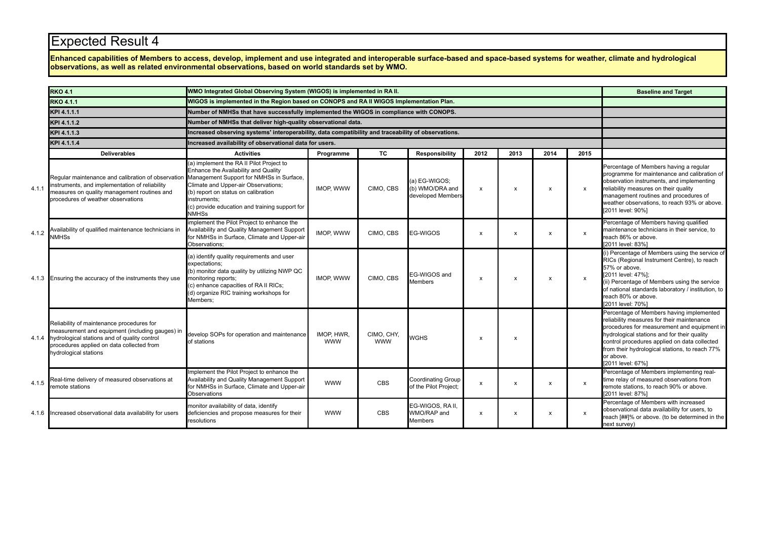# Expected Result 4

**Enhanced capabilities of Members to access, develop, implement and use integrated and interoperable surface-based and space-based systems for weather, climate and hydrological observations, as well as related environmental observations, based on world standards set by WMO.**

| | **RKO 4.1** | **WMO Integrated Global Observing System (WIGOS) is implemented in RA II.** | | | | | | | | **Baseline and Target** |
|---|---|---|---|---|---|---|---|---|---|---|
| | **RKO 4.1.1** | **WIGOS is implemented in the Region based on CONOPS and RA II WIGOS Implementation Plan.** | | | | | | | | |
| | **KPI 4.1.1.1** | **Number of NMHSs that have successfully implemented the WIGOS in compliance with CONOPS.** | | | | | | | | |
| | **KPI 4.1.1.2** | **Number of NMHSs that deliver high-quality observational data.** | | | | | | | | |
| | **KPI 4.1.1.3** | **Increased observing systems' interoperability, data compatibility and traceability of observations.** | | | | | | | | |
| | **KPI 4.1.1.4** | **Increased availability of observational data for users.** | | | | | | | | |
| | **Deliverables** | **Activities** | **Programme** | **TC** | **Responsibility** | **2012** | **2013** | **2014** | **2015** | |
| 4.1.1 | Regular maintenance and calibration of observation instruments, and implementation of reliability measures on quality management routines and procedures of weather observations | (a) implement the RA II Pilot Project to Enhance the Availability and Quality Management Support for NMHSs in Surface, Climate and Upper-air Observations; (b) report on status on calibration instruments; (c) provide education and training support for NMHSs | IMOP, WWW | CIMO, CBS | (a) EG-WIGOS; (b) WMO/DRA and developed Members | x | x | x | x | Percentage of Members having a regular programme for maintenance and calibration of observation instruments, and implementing reliability measures on their quality management routines and procedures of weather observations, to reach 93% or above. [2011 level: 90%] |
| 4.1.2 | Availability of qualified maintenance technicians in NMHSs | implement the Pilot Project to enhance the Availability and Quality Management Support for NMHSs in Surface, Climate and Upper-air Observations; | IMOP, WWW | CIMO, CBS | EG-WIGOS | x | x | x | x | Percentage of Members having qualified maintenance technicians in their service, to reach 86% or above. [2011 level: 83%] |
| 4.1.3 | Ensuring the accuracy of the instruments they use | (a) identify quality requirements and user expectations; (b) monitor data quality by utilizing NWP QC monitoring reports; (c) enhance capacities of RA II RICs; (d) organize RIC training workshops for Members; | IMOP, WWW | CIMO, CBS | EG-WIGOS and Members | x | x | x | x | (i) Percentage of Members using the service of RICs (Regional Instrument Centre), to reach 57% or above. [2011 level: 47%]; (ii) Percentage of Members using the service of national standards laboratory / institution, to reach 80% or above. [2011 level: 70%] |
| 4.1.4 | Reliability of maintenance procedures for measurement and equipment (including gauges) in hydrological stations and of quality control procedures applied on data collected from hydrological stations | develop SOPs for operation and maintenance of stations | IMOP, HWR, WWW | CIMO, CHY, WWW | WGHS | x | x | | | Percentage of Members having implemented reliability measures for their maintenance procedures for measurement and equipment in hydrological stations and for their quality control procedures applied on data collected from their hydrological stations, to reach 77% or above. [2011 level: 67%] |
| 4.1.5 | Real-time delivery of measured observations at remote stations | Implement the Pilot Project to enhance the Availability and Quality Management Support for NMHSs in Surface, Climate and Upper-air Observations | WWW | CBS | Coordinating Group of the Pilot Project; | x | x | x | x | Percentage of Members implementing real-time relay of measured observations from remote stations, to reach 90% or above. [2011 level: 87%] |
| 4.1.6 | Increased observational data availability for users | monitor availability of data, identify deficiencies and propose measures for their resolutions | WWW | CBS | EG-WIGOS, RA II, WMO/RAP and Members | x | x | x | x | Percentage of Members with increased observational data availability for users, to reach [##]% or above. (to be determined in the next survey) |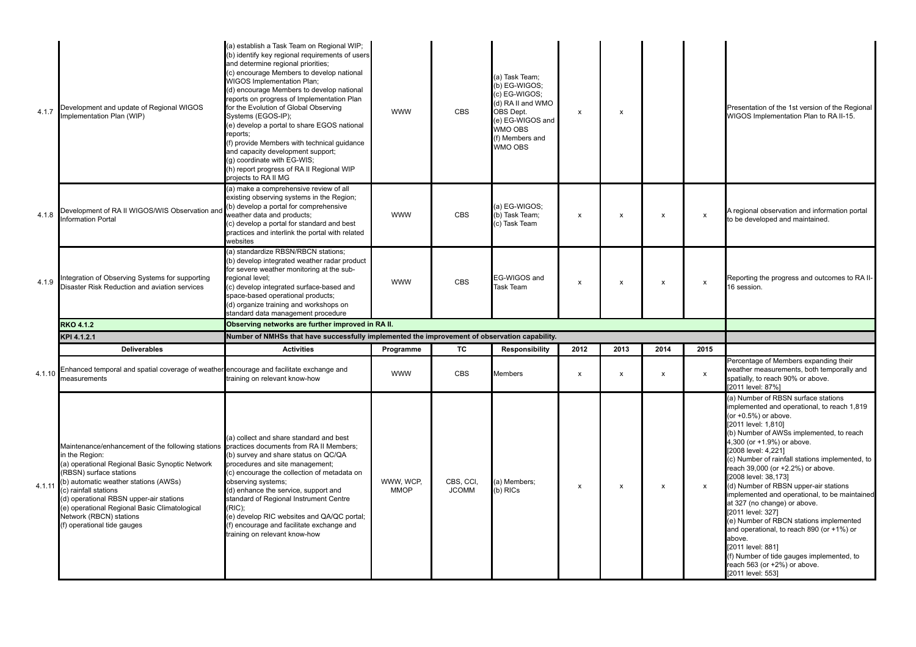| | | | | | | | | | | |
|---|---|---|---|---|---|---|---|---|---|---|
| 4.1.7 | Development and update of Regional WIGOS Implementation Plan (WIP) | (a) establish a Task Team on Regional WIP;<br>(b) identify key regional requirements of users and determine regional priorities;<br>(c) encourage Members to develop national WIGOS Implementation Plan;<br>(d) encourage Members to develop national reports on progress of Implementation Plan for the Evolution of Global Observing Systems (EGOS-IP);<br>(e) develop a portal to share EGOS national reports;<br>(f) provide Members with technical guidance and capacity development support;<br>(g) coordinate with EG-WIS;<br>(h) report progress of RA II Regional WIP projects to RA II MG | WWW | CBS | (a) Task Team;<br>(b) EG-WIGOS;<br>(c) EG-WIGOS;<br>(d) RA II and WMO OBS Dept.<br>(e) EG-WIGOS and WMO OBS<br>(f) Members and WMO OBS | x | x | | | Presentation of the 1st version of the Regional WIGOS Implementation Plan to RA II-15. |
| 4.1.8 | Development of RA II WIGOS/WIS Observation and Information Portal | (a) make a comprehensive review of all existing observing systems in the Region;<br>(b) develop a portal for comprehensive weather data and products;<br>(c) develop a portal for standard and best practices and interlink the portal with related websites | WWW | CBS | (a) EG-WIGOS;<br>(b) Task Team;<br>(c) Task Team | x | x | x | x | A regional observation and information portal to be developed and maintained. |
| 4.1.9 | Integration of Observing Systems for supporting Disaster Risk Reduction and aviation services | (a) standardize RBSN/RBCN stations;<br>(b) develop integrated weather radar product for severe weather monitoring at the sub-regional level;<br>(c) develop integrated surface-based and space-based operational products;<br>(d) organize training and workshops on standard data management procedure | WWW | CBS | EG-WIGOS and Task Team | x | x | x | x | Reporting the progress and outcomes to RA II-16 session. |
| | **RKO 4.1.2** | **Observing networks are further improved in RA II.** | | | | | | | | |
| | **KPI 4.1.2.1** | **Number of NMHSs that have successfully implemented the improvement of observation capability.** | | | | | | | | |
| | **Deliverables** | **Activities** | **Programme** | **TC** | **Responsibility** | **2012** | **2013** | **2014** | **2015** | |
| 4.1.10 | Enhanced temporal and spatial coverage of weather measurements | encourage and facilitate exchange and training on relevant know-how | WWW | CBS | Members | x | x | x | x | Percentage of Members expanding their weather measurements, both temporally and spatially, to reach 90% or above.<br>[2011 level: 87%] |
| 4.1.11 | Maintenance/enhancement of the following stations in the Region:<br>(a) operational Regional Basic Synoptic Network (RBSN) surface stations<br>(b) automatic weather stations (AWSs)<br>(c) rainfall stations<br>(d) operational RBSN upper-air stations<br>(e) operational Regional Basic Climatological Network (RBCN) stations<br>(f) operational tide gauges | (a) collect and share standard and best practices documents from RA II Members;<br>(b) survey and share status on QC/QA procedures and site management;<br>(c) encourage the collection of metadata on observing systems;<br>(d) enhance the service, support and standard of Regional Instrument Centre (RIC);<br>(e) develop RIC websites and QA/QC portal;<br>(f) encourage and facilitate exchange and training on relevant know-how | WWW, WCP, MMOP | CBS, CCl, JCOMM | (a) Members;<br>(b) RICs | x | x | x | x | (a) Number of RBSN surface stations implemented and operational, to reach 1,819 (or +0.5%) or above.<br>[2011 level: 1,810]<br>(b) Number of AWSs implemented, to reach 4,300 (or +1.9%) or above.<br>[2008 level: 4,221]<br>(c) Number of rainfall stations implemented, to reach 39,000 (or +2.2%) or above.<br>[2008 level: 38,173]<br>(d) Number of RBSN upper-air stations implemented and operational, to be maintained at 327 (no change) or above.<br>[2011 level: 327]<br>(e) Number of RBCN stations implemented and operational, to reach 890 (or +1%) or above.<br>[2011 level: 881]<br>(f) Number of tide gauges implemented, to reach 563 (or +2%) or above.<br>[2011 level: 553] |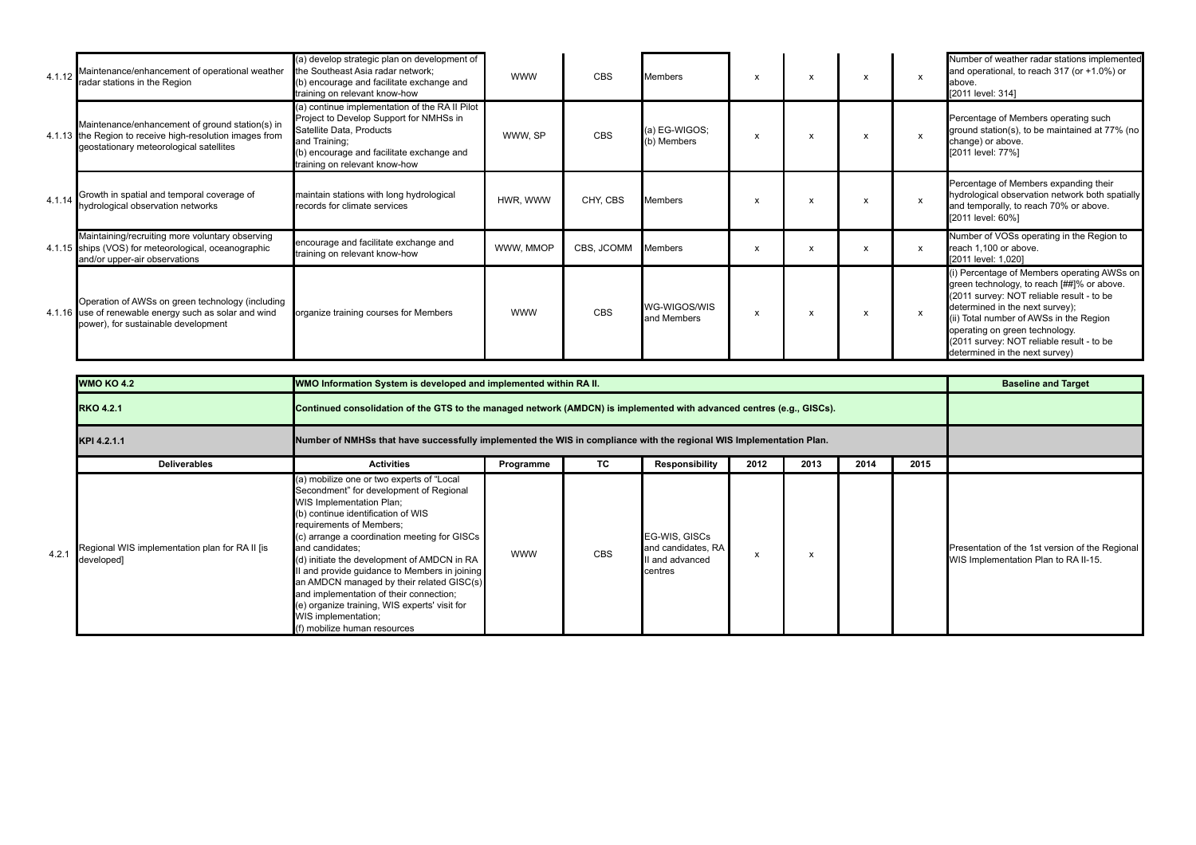| | | | | | | | | | | |
|---|---|---|---|---|---|---|---|---|---|---|
| 4.1.12 | Maintenance/enhancement of operational weather radar stations in the Region | (a) develop strategic plan on development of the Southeast Asia radar network;<br>(b) encourage and facilitate exchange and training on relevant know-how | WWW | CBS | Members | x | x | x | x | Number of weather radar stations implemented and operational, to reach 317 (or +1.0%) or above.<br>[2011 level: 314] |
| 4.1.13 | Maintenance/enhancement of ground station(s) in the Region to receive high-resolution images from geostationary meteorological satellites | (a) continue implementation of the RA II Pilot Project to Develop Support for NMHSs in Satellite Data, Products and Training;<br>(b) encourage and facilitate exchange and training on relevant know-how | WWW, SP | CBS | (a) EG-WIGOS;<br>(b) Members | x | x | x | x | Percentage of Members operating such ground station(s), to be maintained at 77% (no change) or above.<br>[2011 level: 77%] |
| 4.1.14 | Growth in spatial and temporal coverage of hydrological observation networks | maintain stations with long hydrological records for climate services | HWR, WWW | CHY, CBS | Members | x | x | x | x | Percentage of Members expanding their hydrological observation network both spatially and temporally, to reach 70% or above.<br>[2011 level: 60%] |
| 4.1.15 | Maintaining/recruiting more voluntary observing ships (VOS) for meteorological, oceanographic and/or upper-air observations | encourage and facilitate exchange and training on relevant know-how | WWW, MMOP | CBS, JCOMM | Members | x | x | x | x | Number of VOSs operating in the Region to reach 1,100 or above.<br>[2011 level: 1,020] |
| 4.1.16 | Operation of AWSs on green technology (including use of renewable energy such as solar and wind power), for sustainable development | organize training courses for Members | WWW | CBS | WG-WIGOS/WIS and Members | x | x | x | x | (i) Percentage of Members operating AWSs on green technology, to reach [##]% or above.<br>(2011 survey: NOT reliable result - to be determined in the next survey);<br>(ii) Total number of AWSs in the Region operating on green technology.<br>(2011 survey: NOT reliable result - to be determined in the next survey) |

| | | | | | | | | | | |
|---|---|---|---|---|---|---|---|---|---|---|
| **WMO KO 4.2** | | **WMO Information System is developed and implemented within RA II.** | | | | | | | | **Baseline and Target** |
| **RKO 4.2.1** | | **Continued consolidation of the GTS to the managed network (AMDCN) is implemented with advanced centres (e.g., GISCs).** | | | | | | | | |
| **KPI 4.2.1.1** | | **Number of NMHSs that have successfully implemented the WIS in compliance with the regional WIS Implementation Plan.** | | | | | | | | |
| | **Deliverables** | **Activities** | **Programme** | **TC** | **Responsibility** | **2012** | **2013** | **2014** | **2015** | |
| 4.2.1 | Regional WIS implementation plan for RA II [is developed] | (a) mobilize one or two experts of "Local Secondment" for development of Regional WIS Implementation Plan;<br>(b) continue identification of WIS requirements of Members;<br>(c) arrange a coordination meeting for GISCs and candidates;<br>(d) initiate the development of AMDCN in RA II and provide guidance to Members in joining an AMDCN managed by their related GISC(s) and implementation of their connection;<br>(e) organize training, WIS experts' visit for WIS implementation;<br>(f) mobilize human resources | WWW | CBS | EG-WIS, GISCs and candidates, RA II and advanced centres | x | x | | | Presentation of the 1st version of the Regional WIS Implementation Plan to RA II-15. |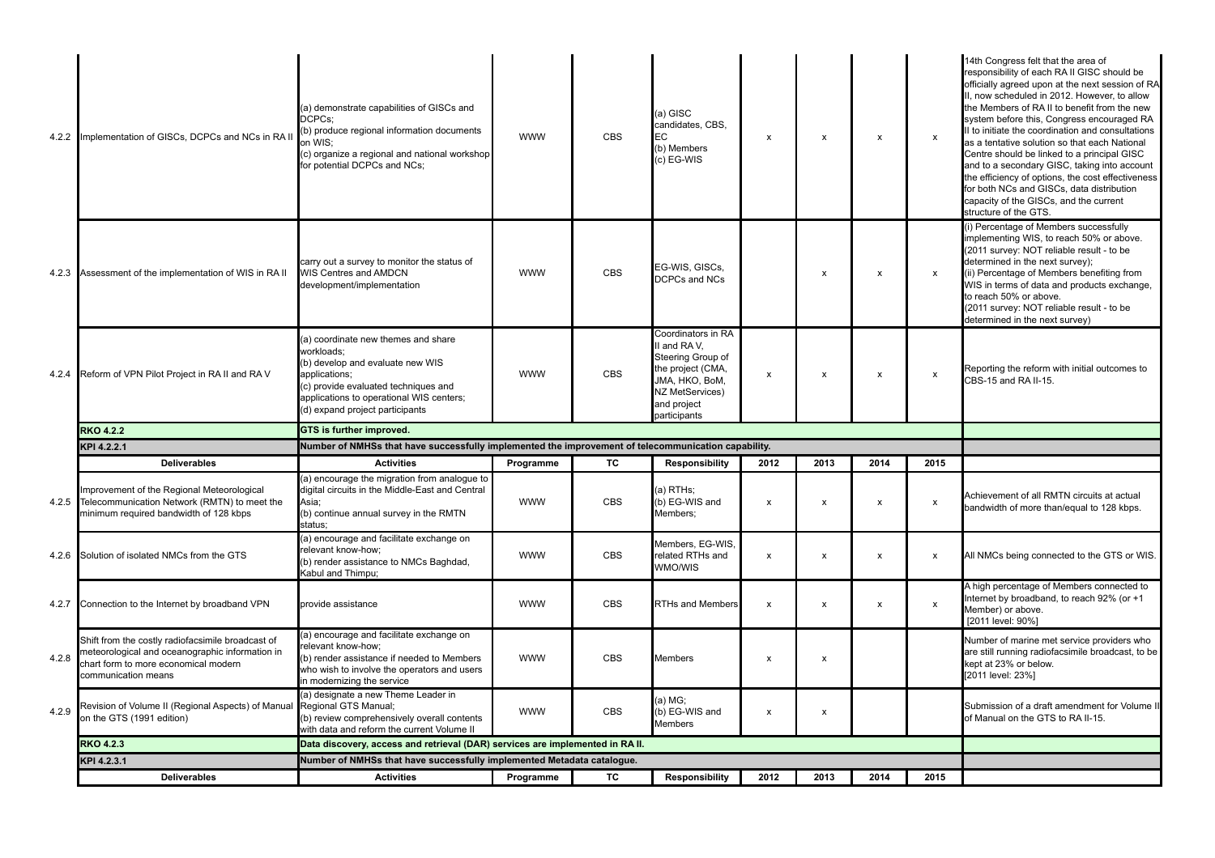| | | | | | | | | | | |
|---|---|---|---|---|---|---|---|---|---|---|
| 4.2.2 | Implementation of GISCs, DCPCs and NCs in RA II | (a) demonstrate capabilities of GISCs and DCPCs;<br>(b) produce regional information documents on WIS;<br>(c) organize a regional and national workshop for potential DCPCs and NCs; | WWW | CBS | (a) GISC candidates, CBS, EC<br>(b) Members<br>(c) EG-WIS | x | x | x | x | 14th Congress felt that the area of responsibility of each RA II GISC should be officially agreed upon at the next session of RA II, now scheduled in 2012. However, to allow the Members of RA II to benefit from the new system before this, Congress encouraged RA II to initiate the coordination and consultations as a tentative solution so that each National Centre should be linked to a principal GISC and to a secondary GISC, taking into account the efficiency of options, the cost effectiveness for both NCs and GISCs, data distribution capacity of the GISCs, and the current structure of the GTS. |
| 4.2.3 | Assessment of the implementation of WIS in RA II | carry out a survey to monitor the status of WIS Centres and AMDCN development/implementation | WWW | CBS | EG-WIS, GISCs, DCPCs and NCs | | x | x | x | (i) Percentage of Members successfully implementing WIS, to reach 50% or above. (2011 survey: NOT reliable result - to be determined in the next survey);<br>(ii) Percentage of Members benefiting from WIS in terms of data and products exchange, to reach 50% or above.<br>(2011 survey: NOT reliable result - to be determined in the next survey) |
| 4.2.4 | Reform of VPN Pilot Project in RA II and RA V | (a) coordinate new themes and share workloads;<br>(b) develop and evaluate new WIS applications;<br>(c) provide evaluated techniques and applications to operational WIS centers;<br>(d) expand project participants | WWW | CBS | Coordinators in RA II and RA V, Steering Group of the project (CMA, JMA, HKO, BoM, NZ MetServices) and project participants | x | x | x | x | Reporting the reform with initial outcomes to CBS-15 and RA II-15. |
| | **RKO 4.2.2** | **GTS is further improved.** | | | | | | | | |
| | **KPI 4.2.2.1** | **Number of NMHSs that have successfully implemented the improvement of telecommunication capability.** | | | | | | | | |
| | **Deliverables** | **Activities** | **Programme** | **TC** | **Responsibility** | **2012** | **2013** | **2014** | **2015** | |
| 4.2.5 | Improvement of the Regional Meteorological Telecommunication Network (RMTN) to meet the minimum required bandwidth of 128 kbps | (a) encourage the migration from analogue to digital circuits in the Middle-East and Central Asia;<br>(b) continue annual survey in the RMTN status; | WWW | CBS | (a) RTHs;<br>(b) EG-WIS and Members; | x | x | x | x | Achievement of all RMTN circuits at actual bandwidth of more than/equal to 128 kbps. |
| 4.2.6 | Solution of isolated NMCs from the GTS | (a) encourage and facilitate exchange on relevant know-how;<br>(b) render assistance to NMCs Baghdad, Kabul and Thimpu; | WWW | CBS | Members, EG-WIS, related RTHs and WMO/WIS | x | x | x | x | All NMCs being connected to the GTS or WIS. |
| 4.2.7 | Connection to the Internet by broadband VPN | provide assistance | WWW | CBS | RTHs and Members | x | x | x | x | A high percentage of Members connected to Internet by broadband, to reach 92% (or +1 Member) or above.<br>[2011 level: 90%] |
| 4.2.8 | Shift from the costly radiofacsimile broadcast of meteorological and oceanographic information in chart form to more economical modern communication means | (a) encourage and facilitate exchange on relevant know-how;<br>(b) render assistance if needed to Members who wish to involve the operators and users in modernizing the service | WWW | CBS | Members | x | x | | | Number of marine met service providers who are still running radiofacsimile broadcast, to be kept at 23% or below.<br>[2011 level: 23%] |
| 4.2.9 | Revision of Volume II (Regional Aspects) of Manual on the GTS (1991 edition) | (a) designate a new Theme Leader in Regional GTS Manual;<br>(b) review comprehensively overall contents with data and reform the current Volume II | WWW | CBS | (a) MG;<br>(b) EG-WIS and Members | x | x | | | Submission of a draft amendment for Volume II of Manual on the GTS to RA II-15. |
| | **RKO 4.2.3** | **Data discovery, access and retrieval (DAR) services are implemented in RA II.** | | | | | | | | |
| | **KPI 4.2.3.1** | **Number of NMHSs that have successfully implemented Metadata catalogue.** | | | | | | | | |
| | **Deliverables** | **Activities** | **Programme** | **TC** | **Responsibility** | **2012** | **2013** | **2014** | **2015** | |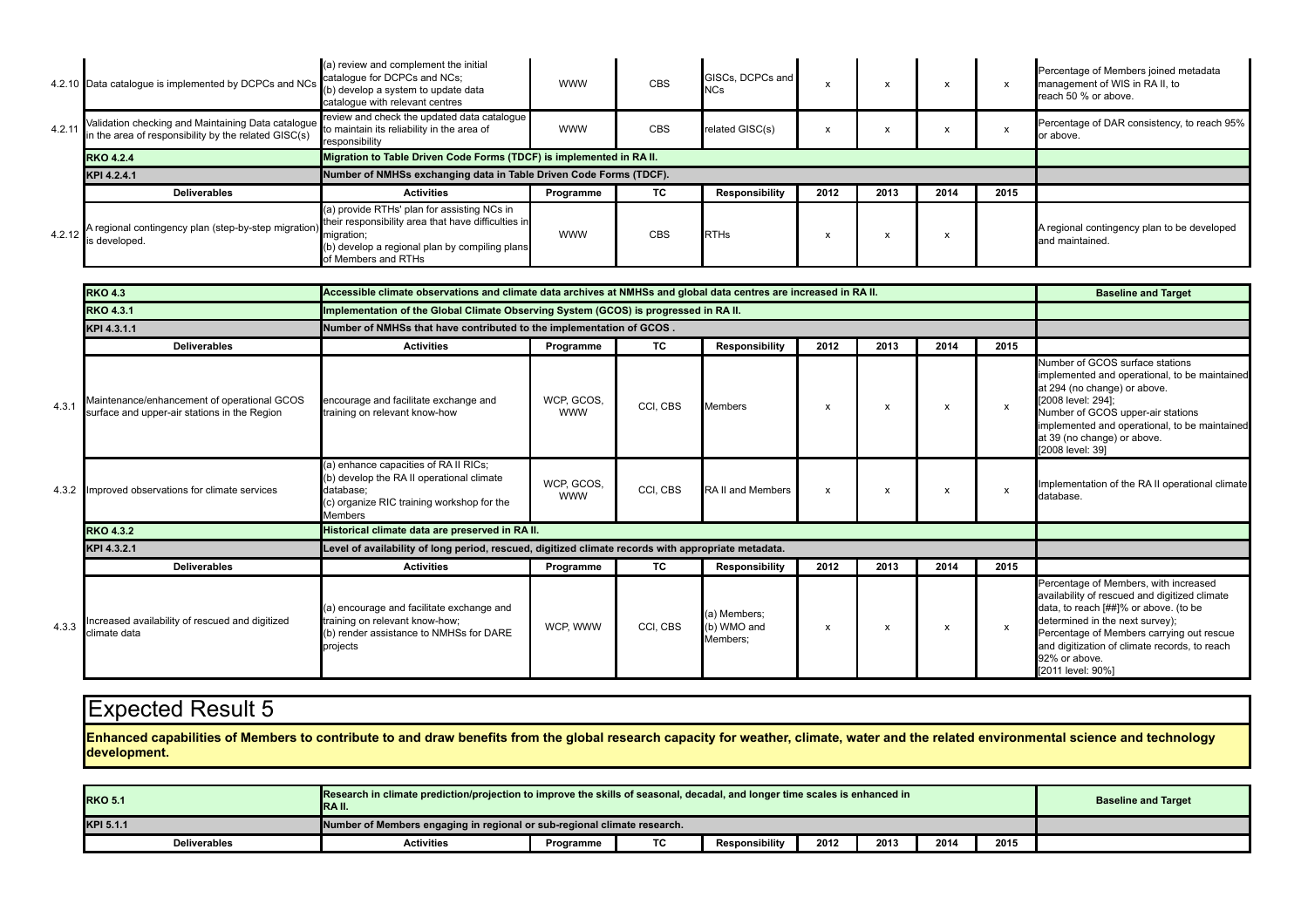| | | | | | | | | | | |
|---|---|---|---|---|---|---|---|---|---|---|
| 4.2.10 | Data catalogue is implemented by DCPCs and NCs | (a) review and complement the initial catalogue for DCPCs and NCs;<br>(b) develop a system to update data catalogue with relevant centres | WWW | CBS | GISCs, DCPCs and NCs | x | x | x | x | Percentage of Members joined metadata management of WIS in RA II, to reach 50 % or above. |
| 4.2.11 | Validation checking and Maintaining Data catalogue in the area of responsibility by the related GISC(s) | review and check the updated data catalogue to maintain its reliability in the area of responsibility | WWW | CBS | related GISC(s) | x | x | x | x | Percentage of DAR consistency, to reach 95% or above. |
| | **RKO 4.2.4** | **Migration to Table Driven Code Forms (TDCF) is implemented in RA II.** | | | | | | | | |
| | **KPI 4.2.4.1** | **Number of NMHSs exchanging data in Table Driven Code Forms (TDCF).** | | | | | | | | |
| | **Deliverables** | **Activities** | **Programme** | **TC** | **Responsibility** | **2012** | **2013** | **2014** | **2015** | |
| 4.2.12 | A regional contingency plan (step-by-step migration) is developed. | (a) provide RTHs' plan for assisting NCs in their responsibility area that have difficulties in migration;<br>(b) develop a regional plan by compiling plans of Members and RTHs | WWW | CBS | RTHs | x | x | x | | A regional contingency plan to be developed and maintained. |

| | | | | | | | | | | |
|---|---|---|---|---|---|---|---|---|---|---|
| | **RKO 4.3** | **Accessible climate observations and climate data archives at NMHSs and global data centres are increased in RA II.** | | | | | | | | **Baseline and Target** |
| | **RKO 4.3.1** | **Implementation of the Global Climate Observing System (GCOS) is progressed in RA II.** | | | | | | | | |
| | **KPI 4.3.1.1** | **Number of NMHSs that have contributed to the implementation of GCOS .** | | | | | | | | |
| | **Deliverables** | **Activities** | **Programme** | **TC** | **Responsibility** | **2012** | **2013** | **2014** | **2015** | |
| 4.3.1 | Maintenance/enhancement of operational GCOS surface and upper-air stations in the Region | encourage and facilitate exchange and training on relevant know-how | WCP, GCOS, WWW | CCl, CBS | Members | x | x | x | x | Number of GCOS surface stations implemented and operational, to be maintained at 294 (no change) or above.<br>[2008 level: 294];<br>Number of GCOS upper-air stations implemented and operational, to be maintained at 39 (no change) or above.<br>[2008 level: 39] |
| 4.3.2 | Improved observations for climate services | (a) enhance capacities of RA II RICs;<br>(b) develop the RA II operational climate database;<br>(c) organize RIC training workshop for the Members | WCP, GCOS, WWW | CCl, CBS | RA II and Members | x | x | x | x | Implementation of the RA II operational climate database. |
| | **RKO 4.3.2** | **Historical climate data are preserved in RA II.** | | | | | | | | |
| | **KPI 4.3.2.1** | **Level of availability of long period, rescued, digitized climate records with appropriate metadata.** | | | | | | | | |
| | **Deliverables** | **Activities** | **Programme** | **TC** | **Responsibility** | **2012** | **2013** | **2014** | **2015** | |
| 4.3.3 | Increased availability of rescued and digitized climate data | (a) encourage and facilitate exchange and training on relevant know-how;<br>(b) render assistance to NMHSs for DARE projects | WCP, WWW | CCl, CBS | (a) Members;<br>(b) WMO and Members; | x | x | x | x | Percentage of Members, with increased availability of rescued and digitized climate data, to reach [##]% or above. (to be determined in the next survey);<br>Percentage of Members carrying out rescue and digitization of climate records, to reach 92% or above.<br>[2011 level: 90%] |

# Expected Result 5

**Enhanced capabilities of Members to contribute to and draw benefits from the global research capacity for weather, climate, water and the related environmental science and technology development.**

| | | | | | | | | | |
|---|---|---|---|---|---|---|---|---|---|
| **RKO 5.1** | **Research in climate prediction/projection to improve the skills of seasonal, decadal, and longer time scales is enhanced in RA II.** | | | | | | | | **Baseline and Target** |
| **KPI 5.1.1** | **Number of Members engaging in regional or sub-regional climate research.** | | | | | | | | |
| **Deliverables** | **Activities** | **Programme** | **TC** | **Responsibility** | **2012** | **2013** | **2014** | **2015** | |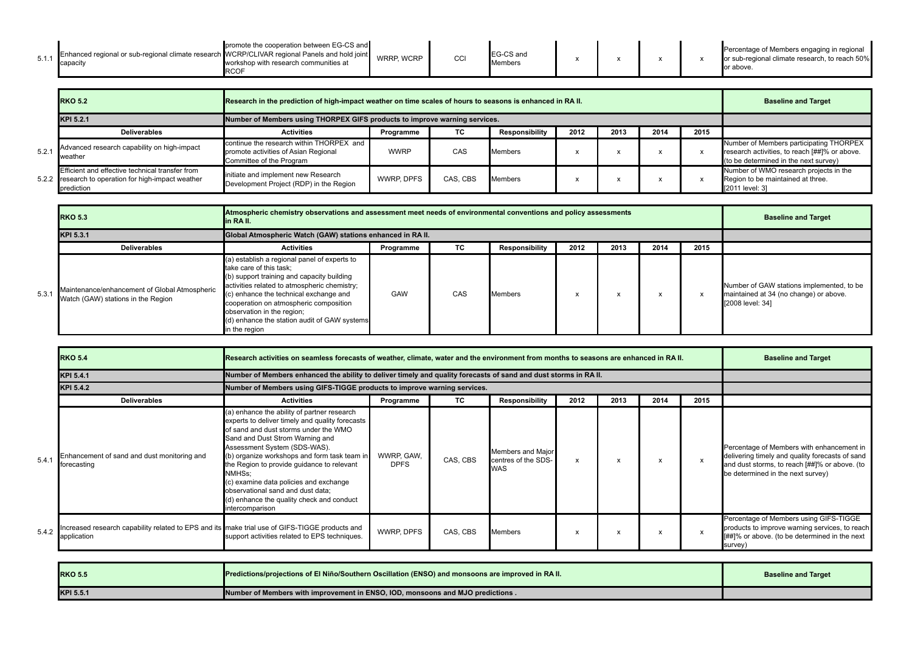| | | | | | | | | | | |
|---|---|---|---|---|---|---|---|---|---|---|
| 5.1.1 | Enhanced regional or sub-regional climate research capacity | promote the cooperation between EG-CS and WCRP/CLIVAR regional Panels and hold joint workshop with research communities at RCOF | WRRP, WCRP | CCl | EG-CS and Members | x | x | x | x | Percentage of Members engaging in regional or sub-regional climate research, to reach 50% or above. |

| | | | | | | | | | | |
|---|---|---|---|---|---|---|---|---|---|---|
| | **RKO 5.2** | **Research in the prediction of high-impact weather on time scales of hours to seasons is enhanced in RA II.** | | | | | | | | **Baseline and Target** |
| | **KPI 5.2.1** | **Number of Members using THORPEX GIFS products to improve warning services.** | | | | | | | | |
| | **Deliverables** | **Activities** | **Programme** | **TC** | **Responsibility** | **2012** | **2013** | **2014** | **2015** | |
| 5.2.1 | Advanced research capability on high-impact weather | continue the research within THORPEX and promote activities of Asian Regional Committee of the Program | WWRP | CAS | Members | x | x | x | x | Number of Members participating THORPEX research activities, to reach [##]% or above. (to be determined in the next survey) |
| 5.2.2 | Efficient and effective technical transfer from research to operation for high-impact weather prediction | initiate and implement new Research Development Project (RDP) in the Region | WWRP, DPFS | CAS, CBS | Members | x | x | x | x | Number of WMO research projects in the Region to be maintained at three. [2011 level: 3] |

| | | | | | | | | | | |
|---|---|---|---|---|---|---|---|---|---|---|
| | **RKO 5.3** | **Atmospheric chemistry observations and assessment meet needs of environmental conventions and policy assessments in RA II.** | | | | | | | | **Baseline and Target** |
| | **KPI 5.3.1** | **Global Atmospheric Watch (GAW) stations enhanced in RA II.** | | | | | | | | |
| | **Deliverables** | **Activities** | **Programme** | **TC** | **Responsibility** | **2012** | **2013** | **2014** | **2015** | |
| 5.3.1 | Maintenance/enhancement of Global Atmospheric Watch (GAW) stations in the Region | (a) establish a regional panel of experts to take care of this task;<br>(b) support training and capacity building activities related to atmospheric chemistry;<br>(c) enhance the technical exchange and cooperation on atmospheric composition observation in the region;<br>(d) enhance the station audit of GAW systems in the region | GAW | CAS | Members | x | x | x | x | Number of GAW stations implemented, to be maintained at 34 (no change) or above. [2008 level: 34] |

| | | | | | | | | | | |
|---|---|---|---|---|---|---|---|---|---|---|
| | **RKO 5.4** | **Research activities on seamless forecasts of weather, climate, water and the environment from months to seasons are enhanced in RA II.** | | | | | | | | **Baseline and Target** |
| | **KPI 5.4.1** | **Number of Members enhanced the ability to deliver timely and quality forecasts of sand and dust storms in RA II.** | | | | | | | | |
| | **KPI 5.4.2** | **Number of Members using GIFS-TIGGE products to improve warning services.** | | | | | | | | |
| | **Deliverables** | **Activities** | **Programme** | **TC** | **Responsibility** | **2012** | **2013** | **2014** | **2015** | |
| 5.4.1 | Enhancement of sand and dust monitoring and forecasting | (a) enhance the ability of partner research experts to deliver timely and quality forecasts of sand and dust storms under the WMO Sand and Dust Strom Warning and Assessment System (SDS-WAS).<br>(b) organize workshops and form task team in the Region to provide guidance to relevant NMHSs;<br>(c) examine data policies and exchange observational sand and dust data;<br>(d) enhance the quality check and conduct intercomparison | WWRP, GAW, DPFS | CAS, CBS | Members and Major centres of the SDS-WAS | x | x | x | x | Percentage of Members with enhancement in delivering timely and quality forecasts of sand and dust storms, to reach [##]% or above. (to be determined in the next survey) |
| 5.4.2 | Increased research capability related to EPS and its application | make trial use of GIFS-TIGGE products and support activities related to EPS techniques. | WWRP, DPFS | CAS, CBS | Members | x | x | x | x | Percentage of Members using GIFS-TIGGE products to improve warning services, to reach [##]% or above. (to be determined in the next survey) |

| | | |
|---|---|---|
| **RKO 5.5** | **Predictions/projections of El Niño/Southern Oscillation (ENSO) and monsoons are improved in RA II.** | **Baseline and Target** |
| **KPI 5.5.1** | **Number of Members with improvement in ENSO, IOD, monsoons and MJO predictions .** | |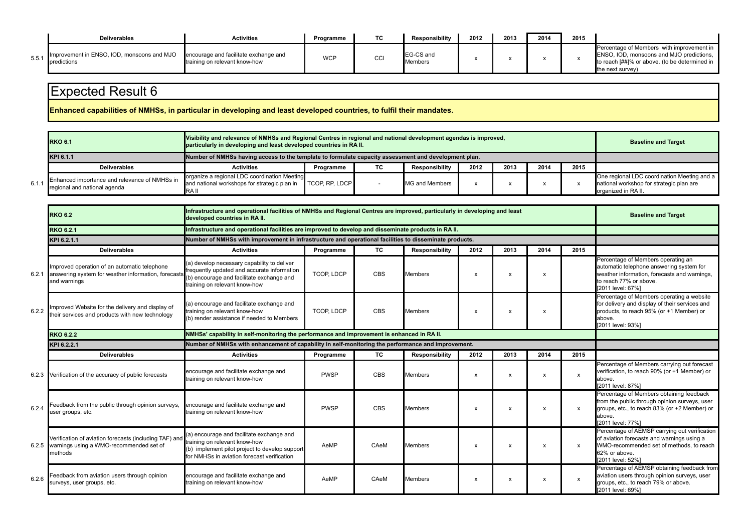| | Deliverables | Activities | Programme | TC | Responsibility | 2012 | 2013 | 2014 | 2015 | |
|---|---|---|---|---|---|---|---|---|---|---|
| 5.5.1 | Improvement in ENSO, IOD, monsoons and MJO predictions | encourage and facilitate exchange and training on relevant know-how | WCP | CCl | EG-CS and Members | x | x | x | x | Percentage of Members with improvement in ENSO, IOD, monsoons and MJO predictions, to reach [##]% or above. (to be determined in the next survey) |

# Expected Result 6

**Enhanced capabilities of NMHSs, in particular in developing and least developed countries, to fulfil their mandates.**

| | **RKO 6.1** | **Visibility and relevance of NMHSs and Regional Centres in regional and national development agendas is improved, particularly in developing and least developed countries in RA II.** | | | | | | | | **Baseline and Target** |
|---|---|---|---|---|---|---|---|---|---|---|
| | **KPI 6.1.1** | **Number of NMHSs having access to the template to formulate capacity assessment and development plan.** | | | | | | | | |
| | **Deliverables** | **Activities** | **Programme** | **TC** | **Responsibility** | **2012** | **2013** | **2014** | **2015** | |
| 6.1.1 | Enhanced importance and relevance of NMHSs in regional and national agenda | organize a regional LDC coordination Meeting and national workshops for strategic plan in RA II | TCOP, RP, LDCP | - | MG and Members | x | x | x | x | One regional LDC coordination Meeting and a national workshop for strategic plan are organized in RA II. |

| | **RKO 6.2** | **Infrastructure and operational facilities of NMHSs and Regional Centres are improved, particularly in developing and least developed countries in RA II.** | | | | | | | | **Baseline and Target** |
|---|---|---|---|---|---|---|---|---|---|---|
| | **RKO 6.2.1** | **Infrastructure and operational facilities are improved to develop and disseminate products in RA II.** | | | | | | | | |
| | **KPI 6.2.1.1** | **Number of NMHSs with improvement in infrastructure and operational facilities to disseminate products.** | | | | | | | | |
| | **Deliverables** | **Activities** | **Programme** | **TC** | **Responsibility** | **2012** | **2013** | **2014** | **2015** | |
| 6.2.1 | Improved operation of an automatic telephone answering system for weather information, forecasts and warnings | (a) develop necessary capability to deliver frequently updated and accurate information (b) encourage and facilitate exchange and training on relevant know-how | TCOP, LDCP | CBS | Members | x | x | x | | Percentage of Members operating an automatic telephone answering system for weather information, forecasts and warnings, to reach 77% or above. [2011 level: 67%] |
| 6.2.2 | Improved Website for the delivery and display of their services and products with new technology | (a) encourage and facilitate exchange and training on relevant know-how (b) render assistance if needed to Members | TCOP, LDCP | CBS | Members | x | x | x | | Percentage of Members operating a website for delivery and display of their services and products, to reach 95% (or +1 Member) or above. [2011 level: 93%] |
| | **RKO 6.2.2** | **NMHSs' capability in self-monitoring the performance and improvement is enhanced in RA II.** | | | | | | | | |
| | **KPI 6.2.2.1** | **Number of NMHSs with enhancement of capability in self-monitoring the performance and improvement.** | | | | | | | | |
| | **Deliverables** | **Activities** | **Programme** | **TC** | **Responsibility** | **2012** | **2013** | **2014** | **2015** | |
| 6.2.3 | Verification of the accuracy of public forecasts | encourage and facilitate exchange and training on relevant know-how | PWSP | CBS | Members | x | x | x | x | Percentage of Members carrying out forecast verification, to reach 90% (or +1 Member) or above. [2011 level: 87%] |
| 6.2.4 | Feedback from the public through opinion surveys, user groups, etc. | encourage and facilitate exchange and training on relevant know-how | PWSP | CBS | Members | x | x | x | x | Percentage of Members obtaining feedback from the public through opinion surveys, user groups, etc., to reach 83% (or +2 Member) or above. [2011 level: 77%] |
| 6.2.5 | Verification of aviation forecasts (including TAF) and warnings using a WMO-recommended set of methods | (a) encourage and facilitate exchange and training on relevant know-how (b) implement pilot project to develop support for NMHSs in aviation forecast verification | AeMP | CAeM | Members | x | x | x | x | Percentage of AEMSP carrying out verification of aviation forecasts and warnings using a WMO-recommended set of methods, to reach 62% or above. [2011 level: 52%] |
| 6.2.6 | Feedback from aviation users through opinion surveys, user groups, etc. | encourage and facilitate exchange and training on relevant know-how | AeMP | CAeM | Members | x | x | x | x | Percentage of AEMSP obtaining feedback from aviation users through opinion surveys, user groups, etc., to reach 79% or above. [2011 level: 69%] |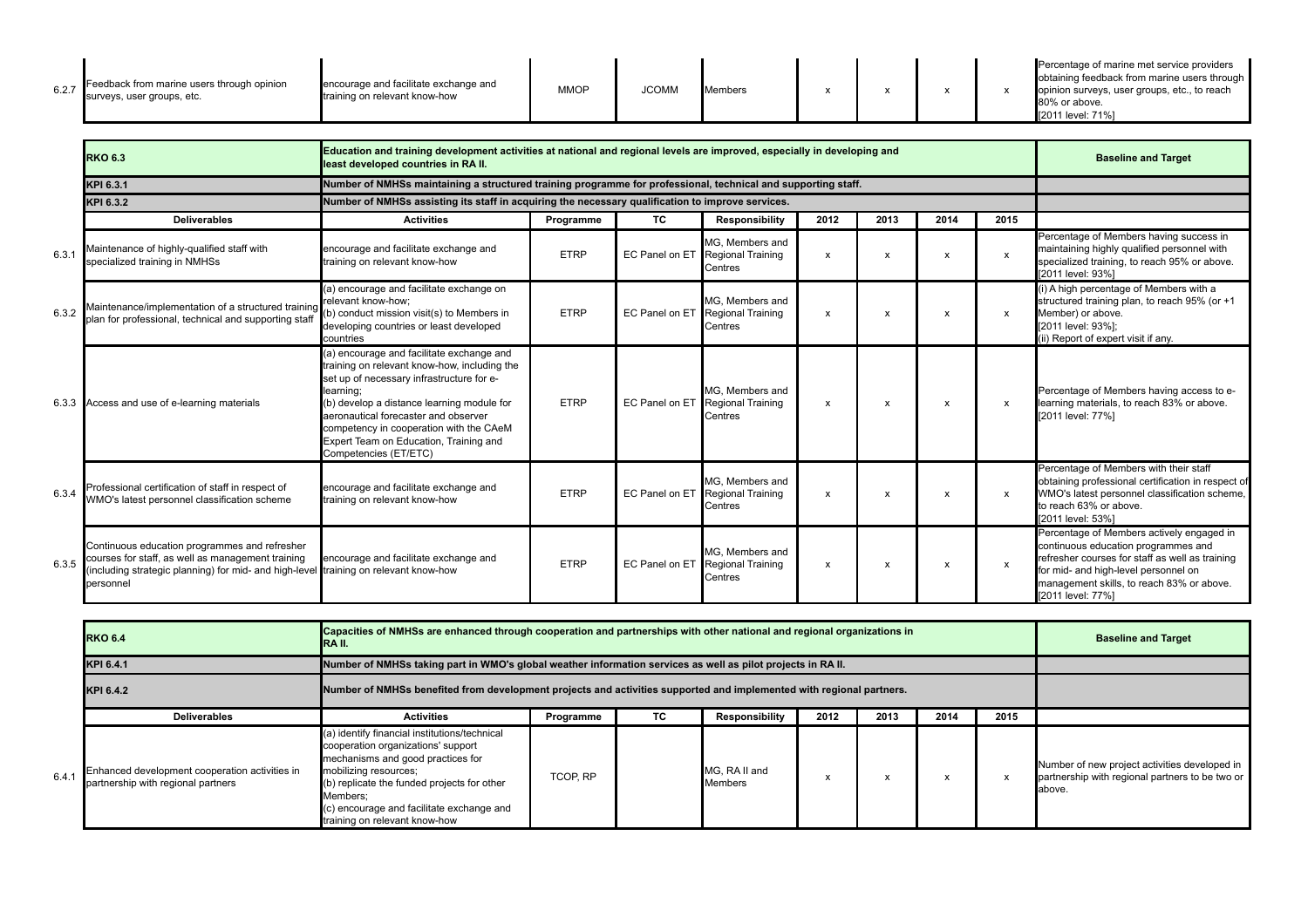| | Deliverables | Activities | Programme | TC | Responsibility | 2012 | 2013 | 2014 | 2015 | Baseline and Target |
|---|---|---|---|---|---|---|---|---|---|---|
| 6.2.7 | Feedback from marine users through opinion surveys, user groups, etc. | encourage and facilitate exchange and training on relevant know-how | MMOP | JCOMM | Members | x | x | x | x | Percentage of marine met service providers obtaining feedback from marine users through opinion surveys, user groups, etc., to reach 80% or above. [2011 level: 71%] |

| | RKO 6.3 | Education and training development activities at national and regional levels are improved, especially in developing and least developed countries in RA II. | | | | | | | | Baseline and Target |
|---|---|---|---|---|---|---|---|---|---|---|
| | KPI 6.3.1 | Number of NMHSs maintaining a structured training programme for professional, technical and supporting staff. | | | | | | | | |
| | KPI 6.3.2 | Number of NMHSs assisting its staff in acquiring the necessary qualification to improve services. | | | | | | | | |
| | **Deliverables** | **Activities** | **Programme** | **TC** | **Responsibility** | **2012** | **2013** | **2014** | **2015** | |
| 6.3.1 | Maintenance of highly-qualified staff with specialized training in NMHSs | encourage and facilitate exchange and training on relevant know-how | ETRP | EC Panel on ET | MG, Members and Regional Training Centres | x | x | x | x | Percentage of Members having success in maintaining highly qualified personnel with specialized training, to reach 95% or above. [2011 level: 93%] |
| 6.3.2 | Maintenance/implementation of a structured training plan for professional, technical and supporting staff | (a) encourage and facilitate exchange on relevant know-how;<br>(b) conduct mission visit(s) to Members in developing countries or least developed countries | ETRP | EC Panel on ET | MG, Members and Regional Training Centres | x | x | x | x | (i) A high percentage of Members with a structured training plan, to reach 95% (or +1 Member) or above. [2011 level: 93%];<br>(ii) Report of expert visit if any. |
| 6.3.3 | Access and use of e-learning materials | (a) encourage and facilitate exchange and training on relevant know-how, including the set up of necessary infrastructure for e-learning;<br>(b) develop a distance learning module for aeronautical forecaster and observer competency in cooperation with the CAeM Expert Team on Education, Training and Competencies (ET/ETC) | ETRP | EC Panel on ET | MG, Members and Regional Training Centres | x | x | x | x | Percentage of Members having access to e-learning materials, to reach 83% or above. [2011 level: 77%] |
| 6.3.4 | Professional certification of staff in respect of WMO's latest personnel classification scheme | encourage and facilitate exchange and training on relevant know-how | ETRP | EC Panel on ET | MG, Members and Regional Training Centres | x | x | x | x | Percentage of Members with their staff obtaining professional certification in respect of WMO's latest personnel classification scheme, to reach 63% or above. [2011 level: 53%] |
| 6.3.5 | Continuous education programmes and refresher courses for staff, as well as management training (including strategic planning) for mid- and high-level personnel | encourage and facilitate exchange and training on relevant know-how | ETRP | EC Panel on ET | MG, Members and Regional Training Centres | x | x | x | x | Percentage of Members actively engaged in continuous education programmes and refresher courses for staff as well as training for mid- and high-level personnel on management skills, to reach 83% or above. [2011 level: 77%] |

| | RKO 6.4 | Capacities of NMHSs are enhanced through cooperation and partnerships with other national and regional organizations in RA II. | | | | | | | | Baseline and Target |
|---|---|---|---|---|---|---|---|---|---|---|
| | KPI 6.4.1 | Number of NMHSs taking part in WMO's global weather information services as well as pilot projects in RA II. | | | | | | | | |
| | KPI 6.4.2 | Number of NMHSs benefited from development projects and activities supported and implemented with regional partners. | | | | | | | | |
| | **Deliverables** | **Activities** | **Programme** | **TC** | **Responsibility** | **2012** | **2013** | **2014** | **2015** | |
| 6.4.1 | Enhanced development cooperation activities in partnership with regional partners | (a) identify financial institutions/technical cooperation organizations' support mechanisms and good practices for mobilizing resources;<br>(b) replicate the funded projects for other Members;<br>(c) encourage and facilitate exchange and training on relevant know-how | TCOP, RP | | MG, RA II and Members | x | x | x | x | Number of new project activities developed in partnership with regional partners to be two or above. |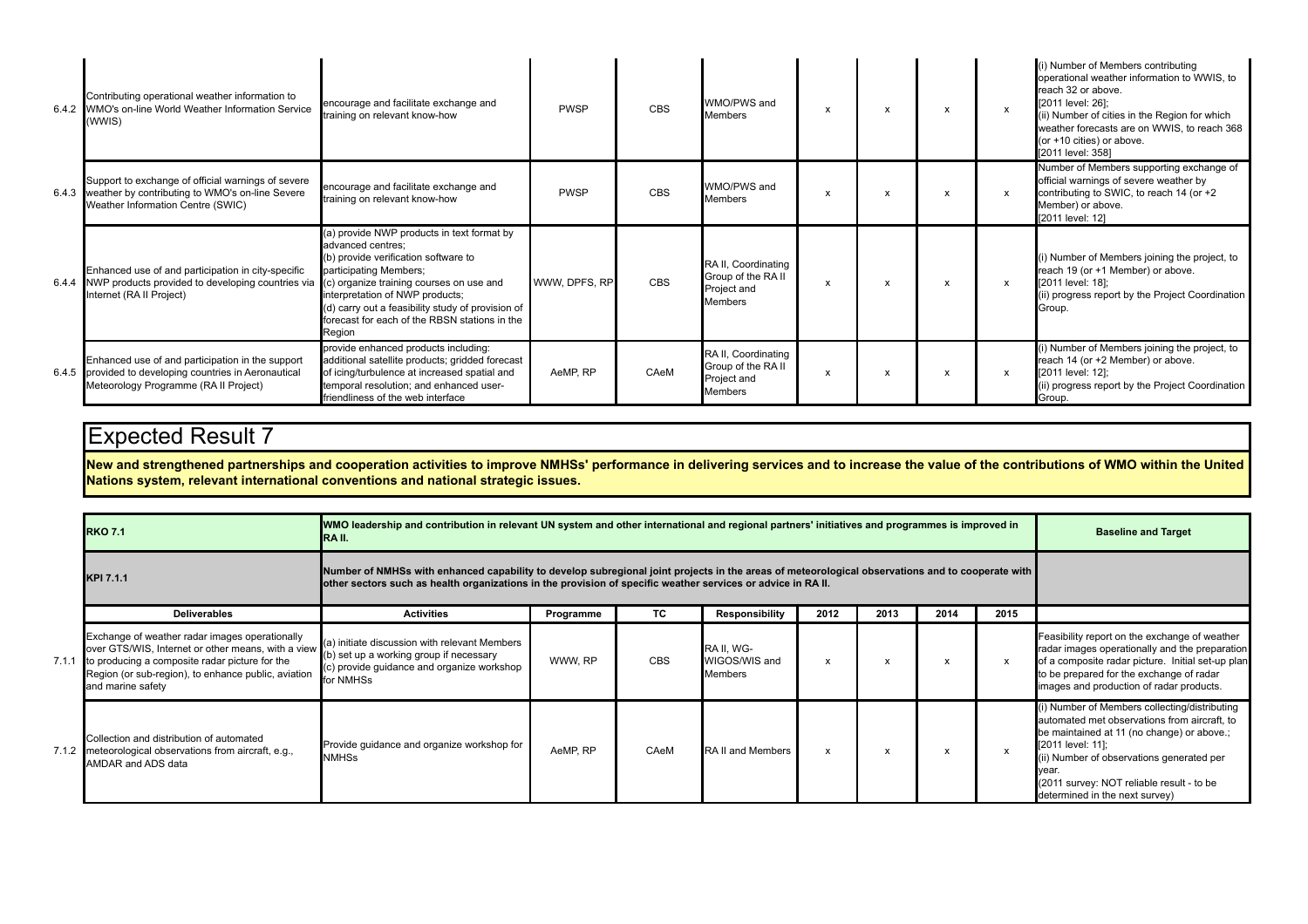| | | | | | | | | | | |
|---|---|---|---|---|---|---|---|---|---|---|
| 6.4.2 | Contributing operational weather information to WMO's on-line World Weather Information Service (WWIS) | encourage and facilitate exchange and training on relevant know-how | PWSP | CBS | WMO/PWS and Members | x | x | x | x | (i) Number of Members contributing operational weather information to WWIS, to reach 32 or above. [2011 level: 26]; (ii) Number of cities in the Region for which weather forecasts are on WWIS, to reach 368 (or +10 cities) or above. [2011 level: 358] |
| 6.4.3 | Support to exchange of official warnings of severe weather by contributing to WMO's on-line Severe Weather Information Centre (SWIC) | encourage and facilitate exchange and training on relevant know-how | PWSP | CBS | WMO/PWS and Members | x | x | x | x | Number of Members supporting exchange of official warnings of severe weather by contributing to SWIC, to reach 14 (or +2 Member) or above. [2011 level: 12] |
| 6.4.4 | Enhanced use of and participation in city-specific NWP products provided to developing countries via Internet (RA II Project) | (a) provide NWP products in text format by advanced centres; (b) provide verification software to participating Members; (c) organize training courses on use and interpretation of NWP products; (d) carry out a feasibility study of provision of forecast for each of the RBSN stations in the Region | WWW, DPFS, RP | CBS | RA II, Coordinating Group of the RA II Project and Members | x | x | x | x | (i) Number of Members joining the project, to reach 19 (or +1 Member) or above. [2011 level: 18]; (ii) progress report by the Project Coordination Group. |
| 6.4.5 | Enhanced use of and participation in the support provided to developing countries in Aeronautical Meteorology Programme (RA II Project) | provide enhanced products including: additional satellite products; gridded forecast of icing/turbulence at increased spatial and temporal resolution; and enhanced user-friendliness of the web interface | AeMP, RP | CAeM | RA II, Coordinating Group of the RA II Project and Members | x | x | x | x | (i) Number of Members joining the project, to reach 14 (or +2 Member) or above. [2011 level: 12]; (ii) progress report by the Project Coordination Group. |

# Expected Result 7

**New and strengthened partnerships and cooperation activities to improve NMHSs' performance in delivering services and to increase the value of the contributions of WMO within the United Nations system, relevant international conventions and national strategic issues.**

| | **RKO 7.1** | **WMO leadership and contribution in relevant UN system and other international and regional partners' initiatives and programmes is improved in RA II.** | | | | | | | | **Baseline and Target** |
|---|---|---|---|---|---|---|---|---|---|---|
| | **KPI 7.1.1** | **Number of NMHSs with enhanced capability to develop subregional joint projects in the areas of meteorological observations and to cooperate with other sectors such as health organizations in the provision of specific weather services or advice in RA II.** | | | | | | | | |
| | **Deliverables** | **Activities** | **Programme** | **TC** | **Responsibility** | **2012** | **2013** | **2014** | **2015** | |
| 7.1.1 | Exchange of weather radar images operationally over GTS/WIS, Internet or other means, with a view to producing a composite radar picture for the Region (or sub-region), to enhance public, aviation and marine safety | (a) initiate discussion with relevant Members (b) set up a working group if necessary (c) provide guidance and organize workshop for NMHSs | WWW, RP | CBS | RA II, WG-WIGOS/WIS and Members | x | x | x | x | Feasibility report on the exchange of weather radar images operationally and the preparation of a composite radar picture. Initial set-up plan to be prepared for the exchange of radar images and production of radar products. |
| 7.1.2 | Collection and distribution of automated meteorological observations from aircraft, e.g., AMDAR and ADS data | Provide guidance and organize workshop for NMHSs | AeMP, RP | CAeM | RA II and Members | x | x | x | x | (i) Number of Members collecting/distributing automated met observations from aircraft, to be maintained at 11 (no change) or above.; [2011 level: 11]; (ii) Number of observations generated per year. (2011 survey: NOT reliable result - to be determined in the next survey) |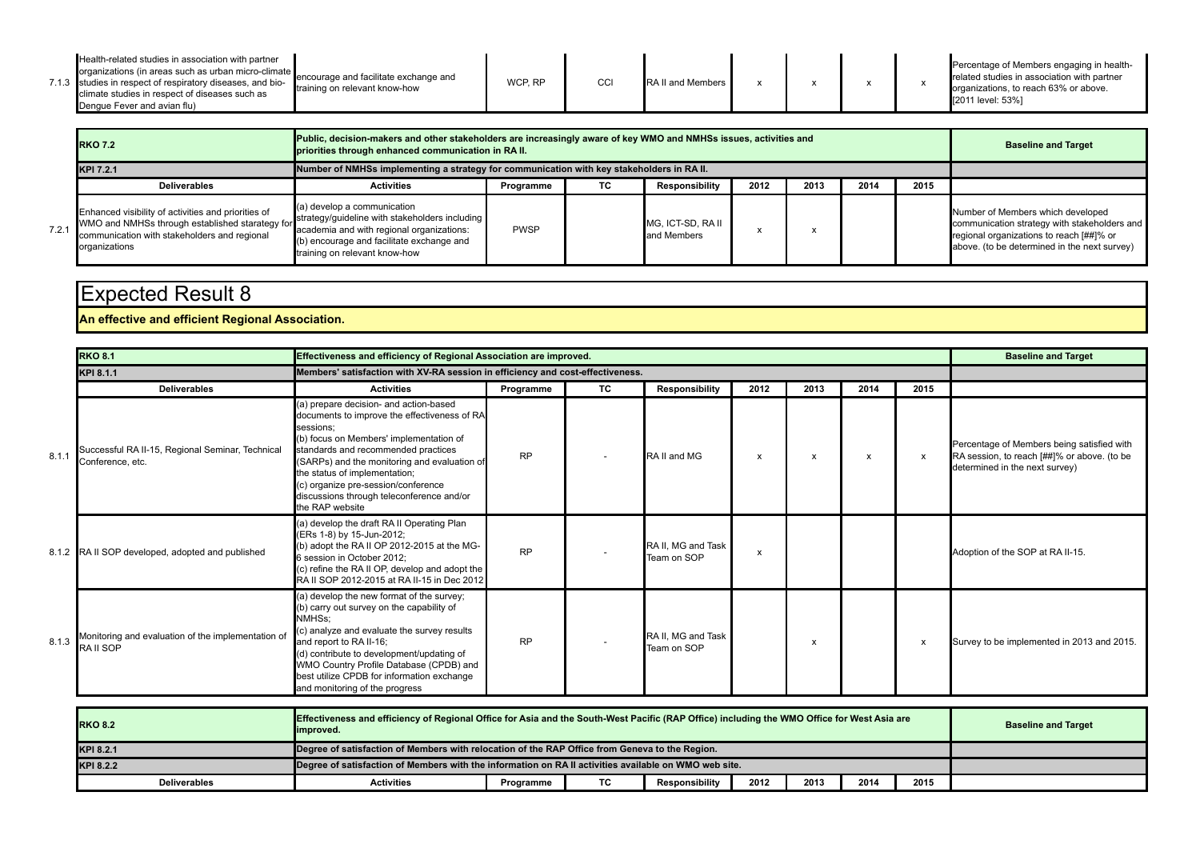| | Deliverables | Activities | Programme | TC | Responsibility | 2012 | 2013 | 2014 | 2015 | Baseline and Target |
|---|---|---|---|---|---|---|---|---|---|---|
| 7.1.3 | Health-related studies in association with partner organizations (in areas such as urban micro-climate studies in respect of respiratory diseases, and bio-climate studies in respect of diseases such as Dengue Fever and avian flu) | encourage and facilitate exchange and training on relevant know-how | WCP, RP | CCl | RA II and Members | x | x | x | x | Percentage of Members engaging in health-related studies in association with partner organizations, to reach 63% or above. [2011 level: 53%] |

| | RKO 7.2 | Public, decision-makers and other stakeholders are increasingly aware of key WMO and NMHSs issues, activities and priorities through enhanced communication in RA II. | | | | | | | | Baseline and Target |
|---|---|---|---|---|---|---|---|---|---|---|
| | KPI 7.2.1 | Number of NMHSs implementing a strategy for communication with key stakeholders in RA II. | | | | | | | | |
| | Deliverables | Activities | Programme | TC | Responsibility | 2012 | 2013 | 2014 | 2015 | |
| 7.2.1 | Enhanced visibility of activities and priorities of WMO and NMHSs through established starategy for communication with stakeholders and regional organizations | (a) develop a communication strategy/guideline with stakeholders including academia and with regional organizations: (b) encourage and facilitate exchange and training on relevant know-how | PWSP | | MG, ICT-SD, RA II and Members | x | x | | | Number of Members which developed communication strategy with stakeholders and regional organizations to reach [##]% or above. (to be determined in the next survey) |

# Expected Result 8

**An effective and efficient Regional Association.**

| | RKO 8.1 | Effectiveness and efficiency of Regional Association are improved. | | | | | | | | Baseline and Target |
|---|---|---|---|---|---|---|---|---|---|---|
| | KPI 8.1.1 | Members' satisfaction with XV-RA session in efficiency and cost-effectiveness. | | | | | | | | |
| | Deliverables | Activities | Programme | TC | Responsibility | 2012 | 2013 | 2014 | 2015 | |
| 8.1.1 | Successful RA II-15, Regional Seminar, Technical Conference, etc. | (a) prepare decision- and action-based documents to improve the effectiveness of RA sessions; (b) focus on Members' implementation of standards and recommended practices (SARPs) and the monitoring and evaluation of the status of implementation; (c) organize pre-session/conference discussions through teleconference and/or the RAP website | RP | - | RA II and MG | x | x | x | x | Percentage of Members being satisfied with RA session, to reach [##]% or above. (to be determined in the next survey) |
| 8.1.2 | RA II SOP developed, adopted and published | (a) develop the draft RA II Operating Plan (ERs 1-8) by 15-Jun-2012; (b) adopt the RA II OP 2012-2015 at the MG-6 session in October 2012; (c) refine the RA II OP, develop and adopt the RA II SOP 2012-2015 at RA II-15 in Dec 2012 | RP | - | RA II, MG and Task Team on SOP | x | | | | Adoption of the SOP at RA II-15. |
| 8.1.3 | Monitoring and evaluation of the implementation of RA II SOP | (a) develop the new format of the survey; (b) carry out survey on the capability of NMHSs; (c) analyze and evaluate the survey results and report to RA II-16; (d) contribute to development/updating of WMO Country Profile Database (CPDB) and best utilize CPDB for information exchange and monitoring of the progress | RP | - | RA II, MG and Task Team on SOP | | x | | x | Survey to be implemented in 2013 and 2015. |

| RKO 8.2 | Effectiveness and efficiency of Regional Office for Asia and the South-West Pacific (RAP Office) including the WMO Office for West Asia are improved. | | | | | | | | Baseline and Target |
|---|---|---|---|---|---|---|---|---|---|
| KPI 8.2.1 | Degree of satisfaction of Members with relocation of the RAP Office from Geneva to the Region. | | | | | | | | |
| KPI 8.2.2 | Degree of satisfaction of Members with the information on RA II activities available on WMO web site. | | | | | | | | |
| Deliverables | Activities | Programme | TC | Responsibility | 2012 | 2013 | 2014 | 2015 | |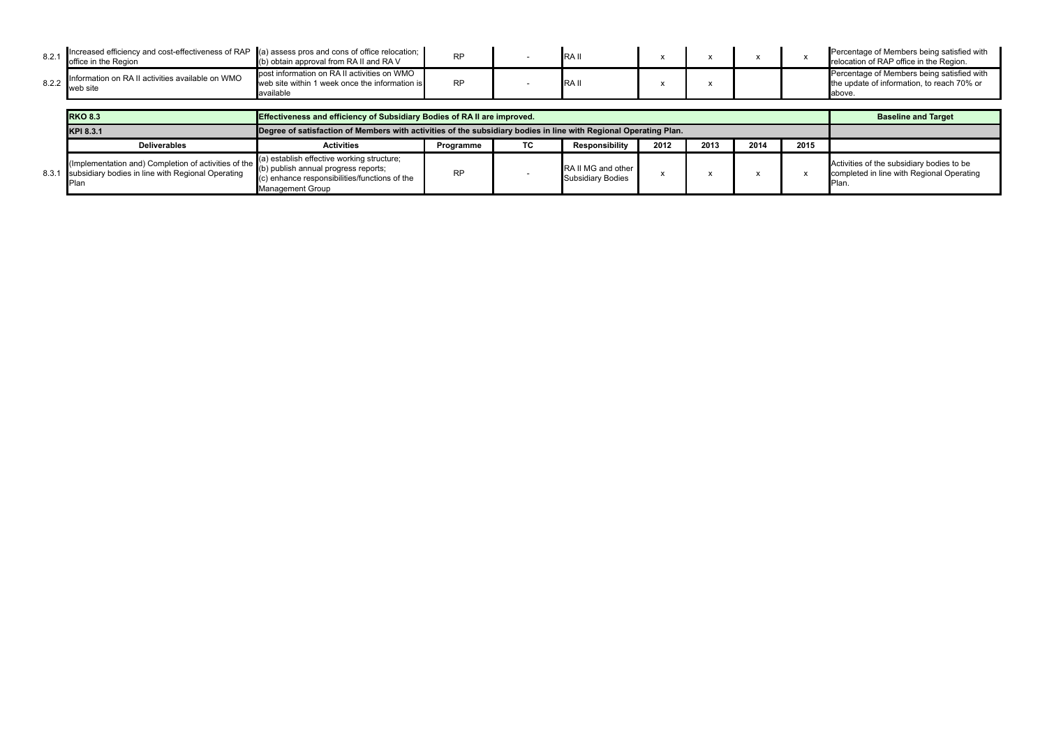| | | | | | | | | | | |
|---|---|---|---|---|---|---|---|---|---|---|
| 8.2.1 | Increased efficiency and cost-effectiveness of RAP office in the Region | (a) assess pros and cons of office relocation; (b) obtain approval from RA II and RA V | RP | - | RA II | x | x | x | x | Percentage of Members being satisfied with relocation of RAP office in the Region. |
| 8.2.2 | Information on RA II activities available on WMO web site | post information on RA II activities on WMO web site within 1 week once the information is available | RP | - | RA II | x | x | | | Percentage of Members being satisfied with the update of information, to reach 70% or above. |

| | **RKO 8.3** | **Effectiveness and efficiency of Subsidiary Bodies of RA II are improved.** | | | | | | | | **Baseline and Target** |
|---|---|---|---|---|---|---|---|---|---|---|
| | **KPI 8.3.1** | **Degree of satisfaction of Members with activities of the subsidiary bodies in line with Regional Operating Plan.** | | | | | | | | |
| | **Deliverables** | **Activities** | **Programme** | **TC** | **Responsibility** | **2012** | **2013** | **2014** | **2015** | |
| 8.3.1 | (Implementation and) Completion of activities of the subsidiary bodies in line with Regional Operating Plan | (a) establish effective working structure; (b) publish annual progress reports; (c) enhance responsibilities/functions of the Management Group | RP | - | RA II MG and other Subsidiary Bodies | x | x | x | x | Activities of the subsidiary bodies to be completed in line with Regional Operating Plan. |